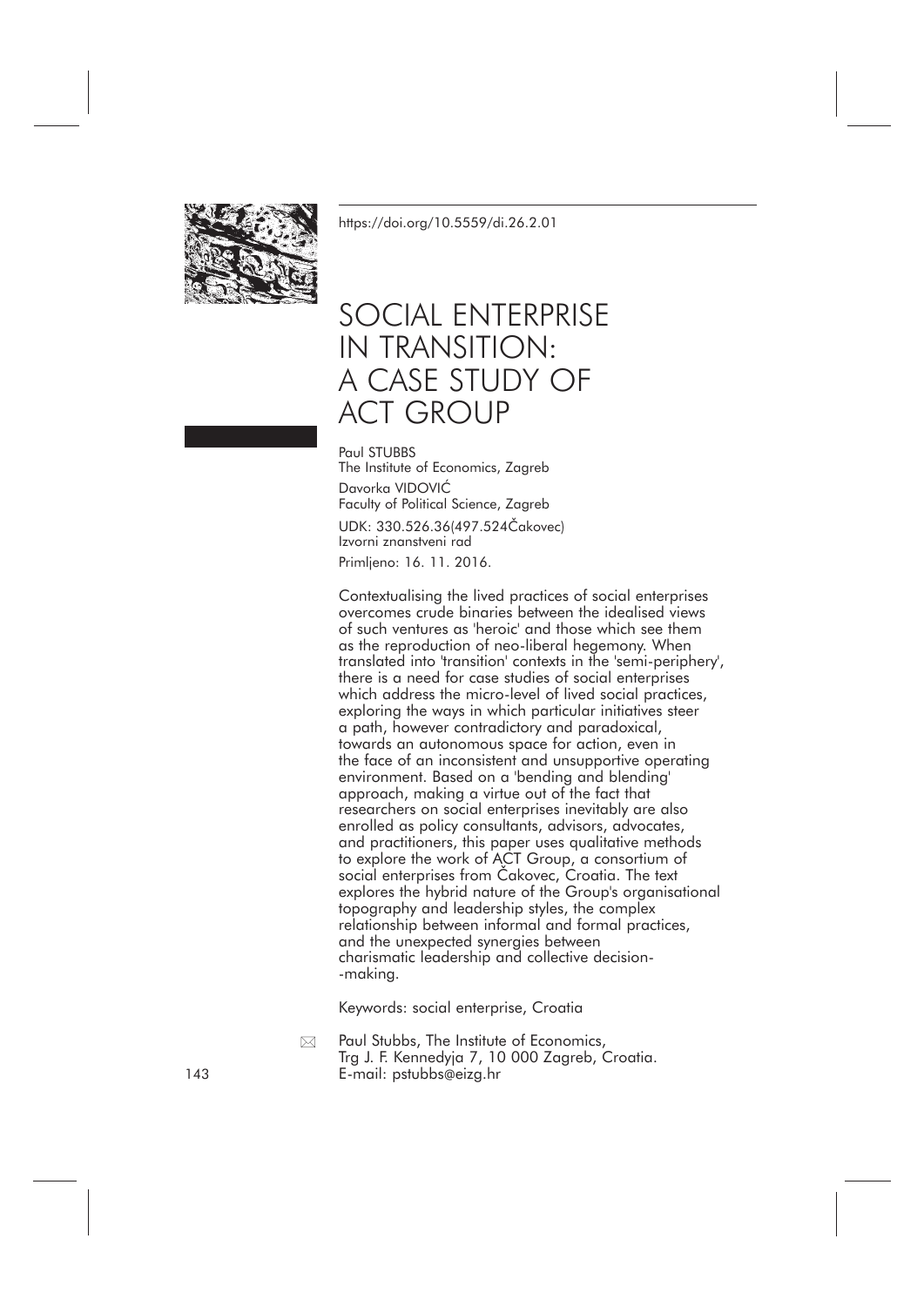https://doi.org/10.5559/di.26.2.01

# SOCIAL ENTERPRISE IN TRANSITION: A CASE STUDY OF ACT GROUP

Paul STUBBS
The Institute of Economics, Zagreb

Davorka VIDOVIĆ
Faculty of Political Science, Zagreb

UDK: 330.526.36(497.524Čakovec)
Izvorni znanstveni rad

Primljeno: 16. 11. 2016.

Contextualising the lived practices of social enterprises overcomes crude binaries between the idealised views of such ventures as 'heroic' and those which see them as the reproduction of neo-liberal hegemony. When translated into 'transition' contexts in the 'semi-periphery', there is a need for case studies of social enterprises which address the micro-level of lived social practices, exploring the ways in which particular initiatives steer a path, however contradictory and paradoxical, towards an autonomous space for action, even in the face of an inconsistent and unsupportive operating environment. Based on a 'bending and blending' approach, making a virtue out of the fact that researchers on social enterprises inevitably are also enrolled as policy consultants, advisors, advocates, and practitioners, this paper uses qualitative methods to explore the work of ACT Group, a consortium of social enterprises from Čakovec, Croatia. The text explores the hybrid nature of the Group's organisational topography and leadership styles, the complex relationship between informal and formal practices, and the unexpected synergies between charismatic leadership and collective decision-making.

Keywords: social enterprise, Croatia

Paul Stubbs, The Institute of Economics, Trg J. F. Kennedyja 7, 10 000 Zagreb, Croatia.
E-mail: pstubbs@eizg.hr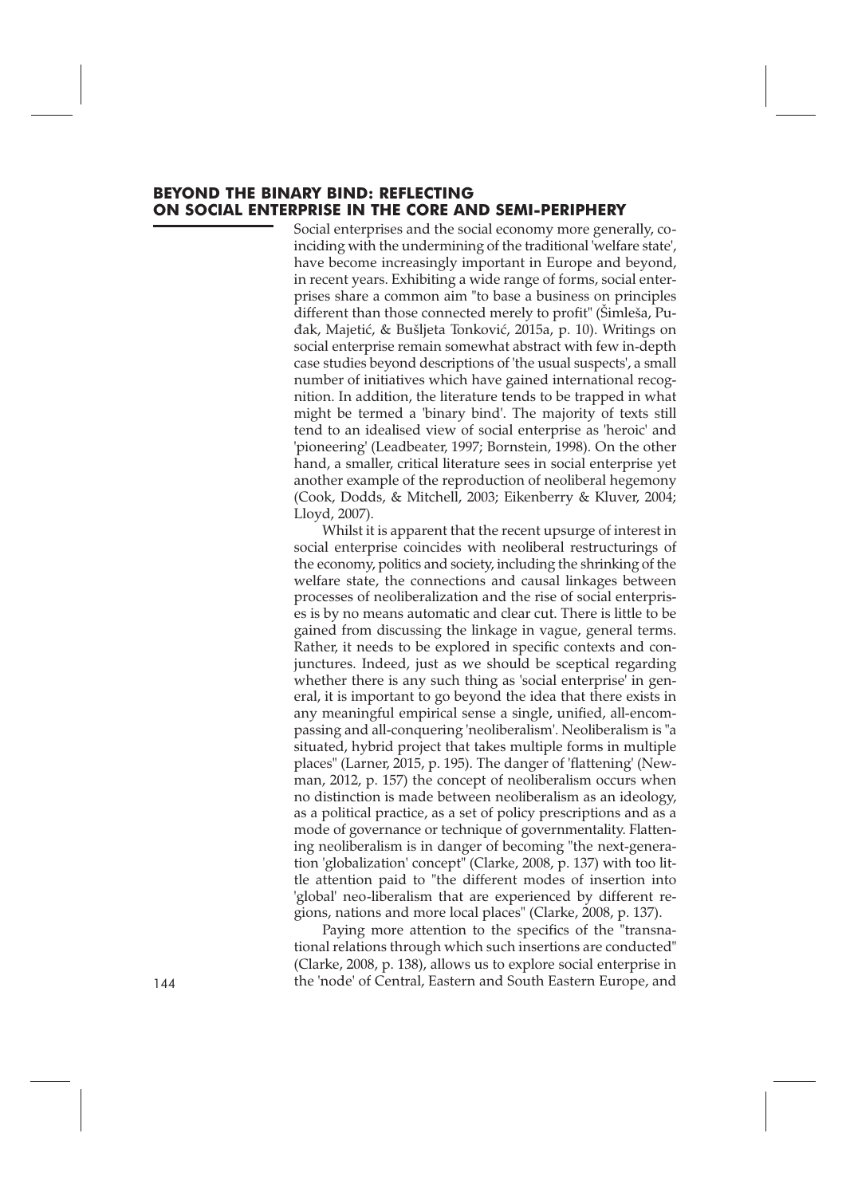## BEYOND THE BINARY BIND: REFLECTING ON SOCIAL ENTERPRISE IN THE CORE AND SEMI-PERIPHERY

Social enterprises and the social economy more generally, coinciding with the undermining of the traditional 'welfare state', have become increasingly important in Europe and beyond, in recent years. Exhibiting a wide range of forms, social enterprises share a common aim "to base a business on principles different than those connected merely to profit" (Šimleša, Pu­đak, Majetić, & Bušljeta Tonković, 2015a, p. 10). Writings on social enterprise remain somewhat abstract with few in-depth case studies beyond descriptions of 'the usual suspects', a small number of initiatives which have gained international recognition. In addition, the literature tends to be trapped in what might be termed a 'binary bind'. The majority of texts still tend to an idealised view of social enterprise as 'heroic' and 'pioneering' (Leadbeater, 1997; Bornstein, 1998). On the other hand, a smaller, critical literature sees in social enterprise yet another example of the reproduction of neoliberal hegemony (Cook, Dodds, & Mitchell, 2003; Eikenberry & Kluver, 2004; Lloyd, 2007).

Whilst it is apparent that the recent upsurge of interest in social enterprise coincides with neoliberal restructurings of the economy, politics and society, including the shrinking of the welfare state, the connections and causal linkages between processes of neoliberalization and the rise of social enterprises is by no means automatic and clear cut. There is little to be gained from discussing the linkage in vague, general terms. Rather, it needs to be explored in specific contexts and conjunctures. Indeed, just as we should be sceptical regarding whether there is any such thing as 'social enterprise' in general, it is important to go beyond the idea that there exists in any meaningful empirical sense a single, unified, all-encompassing and all-conquering 'neoliberalism'. Neoliberalism is "a situated, hybrid project that takes multiple forms in multiple places" (Larner, 2015, p. 195). The danger of 'flattening' (Newman, 2012, p. 157) the concept of neoliberalism occurs when no distinction is made between neoliberalism as an ideology, as a political practice, as a set of policy prescriptions and as a mode of governance or technique of governmentality. Flattening neoliberalism is in danger of becoming "the next-generation 'globalization' concept" (Clarke, 2008, p. 137) with too little attention paid to "the different modes of insertion into 'global' neo-liberalism that are experienced by different regions, nations and more local places" (Clarke, 2008, p. 137).

Paying more attention to the specifics of the "transnational relations through which such insertions are conducted" (Clarke, 2008, p. 138), allows us to explore social enterprise in the 'node' of Central, Eastern and South Eastern Europe, and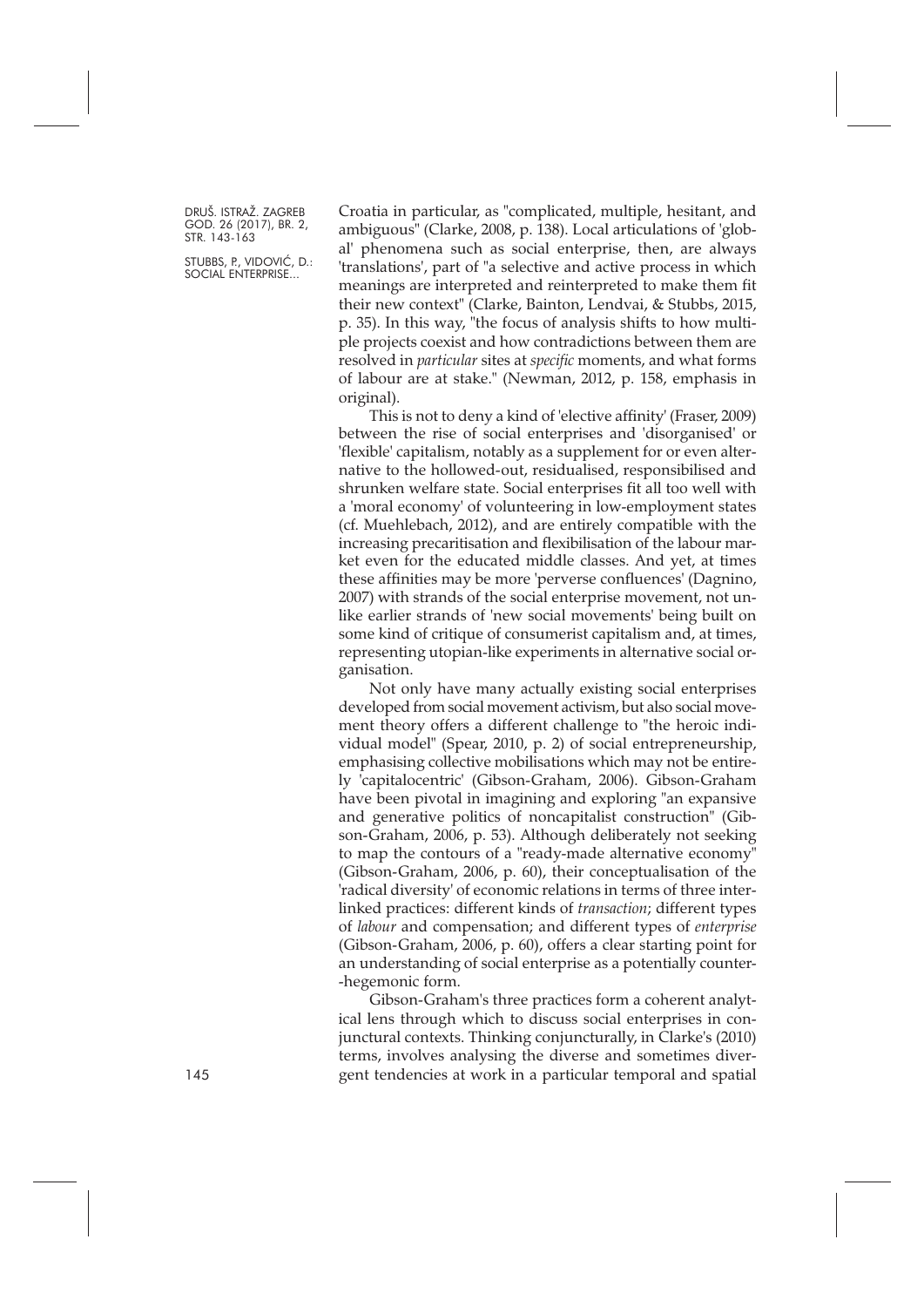Croatia in particular, as "complicated, multiple, hesitant, and ambiguous" (Clarke, 2008, p. 138). Local articulations of 'global' phenomena such as social enterprise, then, are always 'translations', part of "a selective and active process in which meanings are interpreted and reinterpreted to make them fit their new context" (Clarke, Bainton, Lendvai, & Stubbs, 2015, p. 35). In this way, "the focus of analysis shifts to how multiple projects coexist and how contradictions between them are resolved in *particular* sites at *specific* moments, and what forms of labour are at stake." (Newman, 2012, p. 158, emphasis in original).

This is not to deny a kind of 'elective affinity' (Fraser, 2009) between the rise of social enterprises and 'disorganised' or 'flexible' capitalism, notably as a supplement for or even alternative to the hollowed-out, residualised, responsibilised and shrunken welfare state. Social enterprises fit all too well with a 'moral economy' of volunteering in low-employment states (cf. Muehlebach, 2012), and are entirely compatible with the increasing precaritisation and flexibilisation of the labour market even for the educated middle classes. And yet, at times these affinities may be more 'perverse confluences' (Dagnino, 2007) with strands of the social enterprise movement, not unlike earlier strands of 'new social movements' being built on some kind of critique of consumerist capitalism and, at times, representing utopian-like experiments in alternative social organisation.

Not only have many actually existing social enterprises developed from social movement activism, but also social movement theory offers a different challenge to "the heroic individual model" (Spear, 2010, p. 2) of social entrepreneurship, emphasising collective mobilisations which may not be entirely 'capitalocentric' (Gibson-Graham, 2006). Gibson-Graham have been pivotal in imagining and exploring "an expansive and generative politics of noncapitalist construction" (Gibson-Graham, 2006, p. 53). Although deliberately not seeking to map the contours of a "ready-made alternative economy" (Gibson-Graham, 2006, p. 60), their conceptualisation of the 'radical diversity' of economic relations in terms of three interlinked practices: different kinds of *transaction*; different types of *labour* and compensation; and different types of *enterprise* (Gibson-Graham, 2006, p. 60), offers a clear starting point for an understanding of social enterprise as a potentially counter-hegemonic form.

Gibson-Graham's three practices form a coherent analytical lens through which to discuss social enterprises in conjunctural contexts. Thinking conjuncturally, in Clarke's (2010) terms, involves analysing the diverse and sometimes divergent tendencies at work in a particular temporal and spatial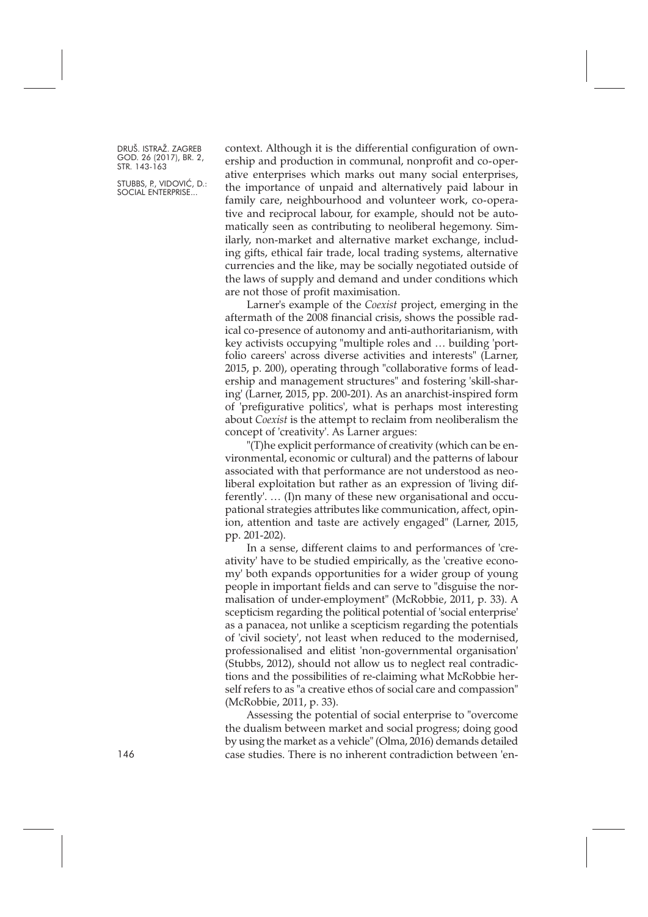context. Although it is the differential configuration of ownership and production in communal, nonprofit and co-operative enterprises which marks out many social enterprises, the importance of unpaid and alternatively paid labour in family care, neighbourhood and volunteer work, co-operative and reciprocal labour, for example, should not be automatically seen as contributing to neoliberal hegemony. Similarly, non-market and alternative market exchange, including gifts, ethical fair trade, local trading systems, alternative currencies and the like, may be socially negotiated outside of the laws of supply and demand and under conditions which are not those of profit maximisation.

Larner's example of the *Coexist* project, emerging in the aftermath of the 2008 financial crisis, shows the possible radical co-presence of autonomy and anti-authoritarianism, with key activists occupying "multiple roles and … building 'portfolio careers' across diverse activities and interests" (Larner, 2015, p. 200), operating through "collaborative forms of leadership and management structures" and fostering 'skill-sharing' (Larner, 2015, pp. 200-201). As an anarchist-inspired form of 'prefigurative politics', what is perhaps most interesting about *Coexist* is the attempt to reclaim from neoliberalism the concept of 'creativity'. As Larner argues:

"(T)he explicit performance of creativity (which can be environmental, economic or cultural) and the patterns of labour associated with that performance are not understood as neoliberal exploitation but rather as an expression of 'living differently'. … (I)n many of these new organisational and occupational strategies attributes like communication, affect, opinion, attention and taste are actively engaged" (Larner, 2015, pp. 201-202).

In a sense, different claims to and performances of 'creativity' have to be studied empirically, as the 'creative economy' both expands opportunities for a wider group of young people in important fields and can serve to "disguise the normalisation of under-employment" (McRobbie, 2011, p. 33). A scepticism regarding the political potential of 'social enterprise' as a panacea, not unlike a scepticism regarding the potentials of 'civil society', not least when reduced to the modernised, professionalised and elitist 'non-governmental organisation' (Stubbs, 2012), should not allow us to neglect real contradictions and the possibilities of re-claiming what McRobbie herself refers to as "a creative ethos of social care and compassion" (McRobbie, 2011, p. 33).

Assessing the potential of social enterprise to "overcome the dualism between market and social progress; doing good by using the market as a vehicle" (Olma, 2016) demands detailed case studies. There is no inherent contradiction between 'en-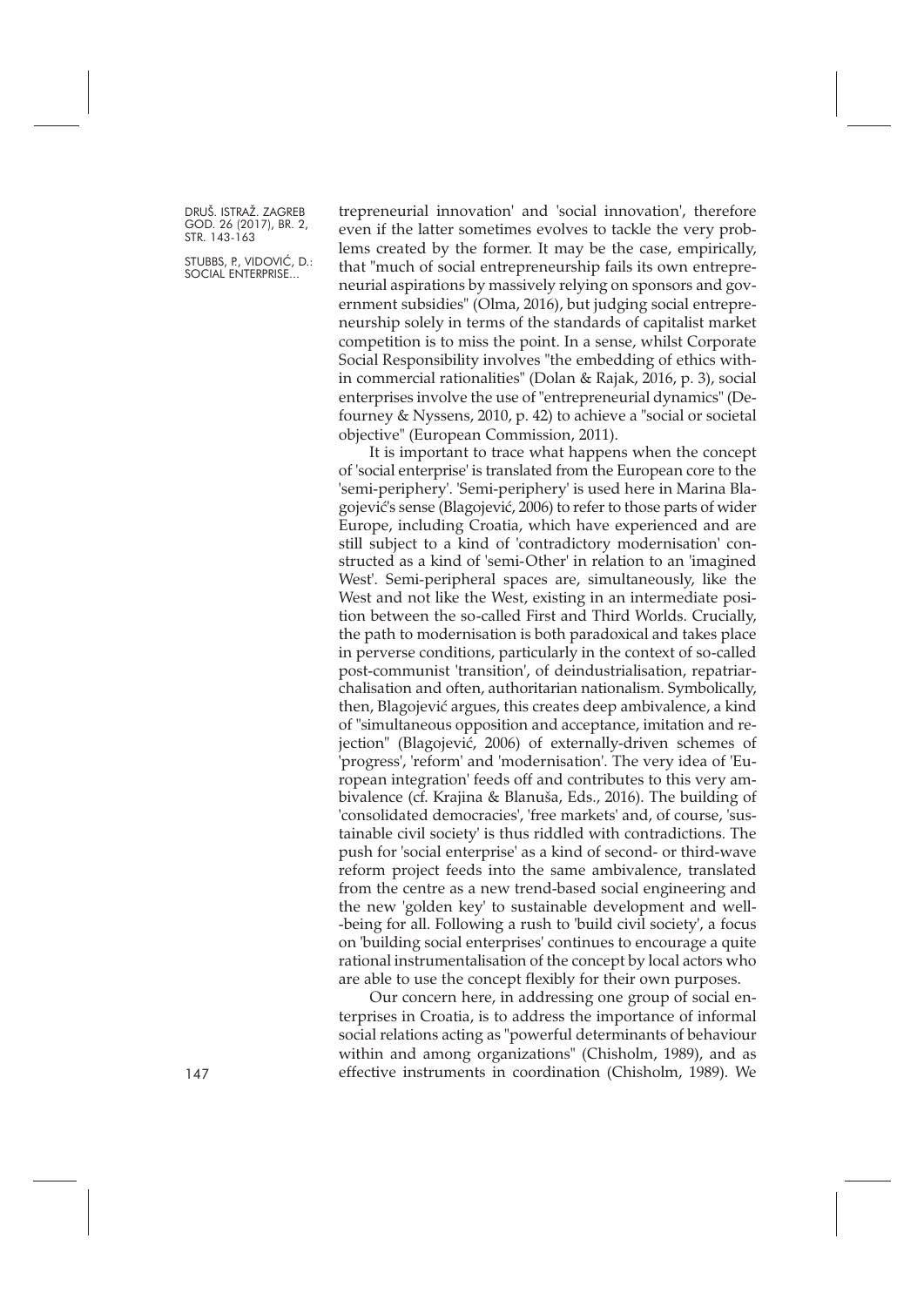trepreneurial innovation' and 'social innovation', therefore even if the latter sometimes evolves to tackle the very problems created by the former. It may be the case, empirically, that "much of social entrepreneurship fails its own entrepreneurial aspirations by massively relying on sponsors and government subsidies" (Olma, 2016), but judging social entrepreneurship solely in terms of the standards of capitalist market competition is to miss the point. In a sense, whilst Corporate Social Responsibility involves "the embedding of ethics within commercial rationalities" (Dolan & Rajak, 2016, p. 3), social enterprises involve the use of "entrepreneurial dynamics" (Defourney & Nyssens, 2010, p. 42) to achieve a "social or societal objective" (European Commission, 2011).

It is important to trace what happens when the concept of 'social enterprise' is translated from the European core to the 'semi-periphery'. 'Semi-periphery' is used here in Marina Blagojević's sense (Blagojević, 2006) to refer to those parts of wider Europe, including Croatia, which have experienced and are still subject to a kind of 'contradictory modernisation' constructed as a kind of 'semi-Other' in relation to an 'imagined West'. Semi-peripheral spaces are, simultaneously, like the West and not like the West, existing in an intermediate position between the so-called First and Third Worlds. Crucially, the path to modernisation is both paradoxical and takes place in perverse conditions, particularly in the context of so-called post-communist 'transition', of deindustrialisation, repatriarchalisation and often, authoritarian nationalism. Symbolically, then, Blagojević argues, this creates deep ambivalence, a kind of "simultaneous opposition and acceptance, imitation and rejection" (Blagojević, 2006) of externally-driven schemes of 'progress', 'reform' and 'modernisation'. The very idea of 'European integration' feeds off and contributes to this very ambivalence (cf. Krajina & Blanuša, Eds., 2016). The building of 'consolidated democracies', 'free markets' and, of course, 'sustainable civil society' is thus riddled with contradictions. The push for 'social enterprise' as a kind of second- or third-wave reform project feeds into the same ambivalence, translated from the centre as a new trend-based social engineering and the new 'golden key' to sustainable development and well-being for all. Following a rush to 'build civil society', a focus on 'building social enterprises' continues to encourage a quite rational instrumentalisation of the concept by local actors who are able to use the concept flexibly for their own purposes.

Our concern here, in addressing one group of social enterprises in Croatia, is to address the importance of informal social relations acting as "powerful determinants of behaviour within and among organizations" (Chisholm, 1989), and as effective instruments in coordination (Chisholm, 1989). We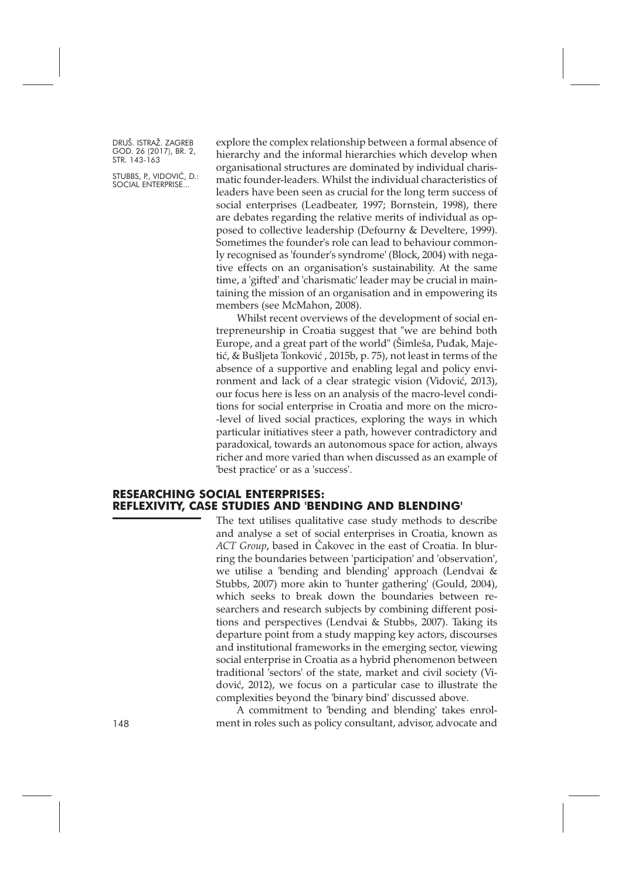explore the complex relationship between a formal absence of hierarchy and the informal hierarchies which develop when organisational structures are dominated by individual charismatic founder-leaders. Whilst the individual characteristics of leaders have been seen as crucial for the long term success of social enterprises (Leadbeater, 1997; Bornstein, 1998), there are debates regarding the relative merits of individual as opposed to collective leadership (Defourny & Develtere, 1999). Sometimes the founder's role can lead to behaviour commonly recognised as 'founder's syndrome' (Block, 2004) with negative effects on an organisation's sustainability. At the same time, a 'gifted' and 'charismatic' leader may be crucial in maintaining the mission of an organisation and in empowering its members (see McMahon, 2008).

Whilst recent overviews of the development of social entrepreneurship in Croatia suggest that "we are behind both Europe, and a great part of the world" (Šimleša, Puđak, Majetić, & Bušljeta Tonković , 2015b, p. 75), not least in terms of the absence of a supportive and enabling legal and policy environment and lack of a clear strategic vision (Vidović, 2013), our focus here is less on an analysis of the macro-level conditions for social enterprise in Croatia and more on the micro-level of lived social practices, exploring the ways in which particular initiatives steer a path, however contradictory and paradoxical, towards an autonomous space for action, always richer and more varied than when discussed as an example of 'best practice' or as a 'success'.

## RESEARCHING SOCIAL ENTERPRISES: REFLEXIVITY, CASE STUDIES AND 'BENDING AND BLENDING'

The text utilises qualitative case study methods to describe and analyse a set of social enterprises in Croatia, known as *ACT Group*, based in Čakovec in the east of Croatia. In blurring the boundaries between 'participation' and 'observation', we utilise a 'bending and blending' approach (Lendvai & Stubbs, 2007) more akin to 'hunter gathering' (Gould, 2004), which seeks to break down the boundaries between researchers and research subjects by combining different positions and perspectives (Lendvai & Stubbs, 2007). Taking its departure point from a study mapping key actors, discourses and institutional frameworks in the emerging sector, viewing social enterprise in Croatia as a hybrid phenomenon between traditional 'sectors' of the state, market and civil society (Vidović, 2012), we focus on a particular case to illustrate the complexities beyond the 'binary bind' discussed above.

A commitment to 'bending and blending' takes enrolment in roles such as policy consultant, advisor, advocate and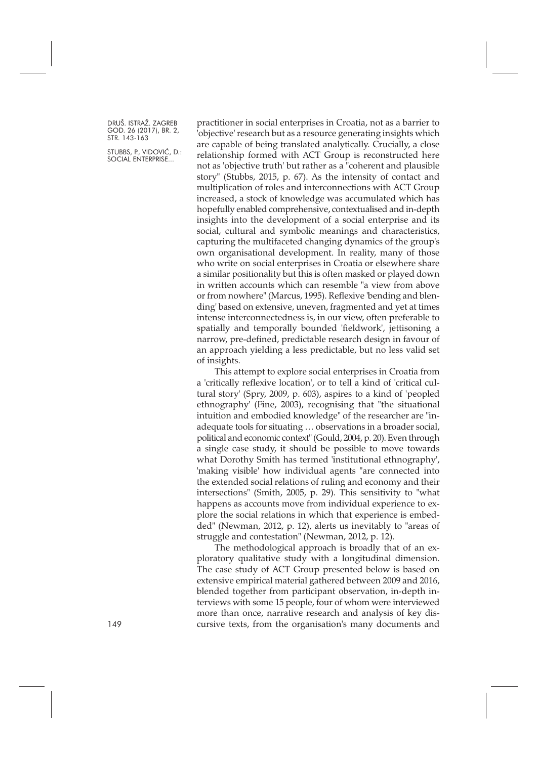practitioner in social enterprises in Croatia, not as a barrier to 'objective' research but as a resource generating insights which are capable of being translated analytically. Crucially, a close relationship formed with ACT Group is reconstructed here not as 'objective truth' but rather as a "coherent and plausible story" (Stubbs, 2015, p. 67). As the intensity of contact and multiplication of roles and interconnections with ACT Group increased, a stock of knowledge was accumulated which has hopefully enabled comprehensive, contextualised and in-depth insights into the development of a social enterprise and its social, cultural and symbolic meanings and characteristics, capturing the multifaceted changing dynamics of the group's own organisational development. In reality, many of those who write on social enterprises in Croatia or elsewhere share a similar positionality but this is often masked or played down in written accounts which can resemble "a view from above or from nowhere" (Marcus, 1995). Reflexive 'bending and blending' based on extensive, uneven, fragmented and yet at times intense interconnectedness is, in our view, often preferable to spatially and temporally bounded 'fieldwork', jettisoning a narrow, pre-defined, predictable research design in favour of an approach yielding a less predictable, but no less valid set of insights.

This attempt to explore social enterprises in Croatia from a 'critically reflexive location', or to tell a kind of 'critical cultural story' (Spry, 2009, p. 603), aspires to a kind of 'peopled ethnography' (Fine, 2003), recognising that "the situational intuition and embodied knowledge" of the researcher are "inadequate tools for situating … observations in a broader social, political and economic context" (Gould, 2004, p. 20). Even through a single case study, it should be possible to move towards what Dorothy Smith has termed 'institutional ethnography', 'making visible' how individual agents "are connected into the extended social relations of ruling and economy and their intersections" (Smith, 2005, p. 29). This sensitivity to "what happens as accounts move from individual experience to explore the social relations in which that experience is embedded" (Newman, 2012, p. 12), alerts us inevitably to "areas of struggle and contestation" (Newman, 2012, p. 12).

The methodological approach is broadly that of an exploratory qualitative study with a longitudinal dimension. The case study of ACT Group presented below is based on extensive empirical material gathered between 2009 and 2016, blended together from participant observation, in-depth interviews with some 15 people, four of whom were interviewed more than once, narrative research and analysis of key discursive texts, from the organisation's many documents and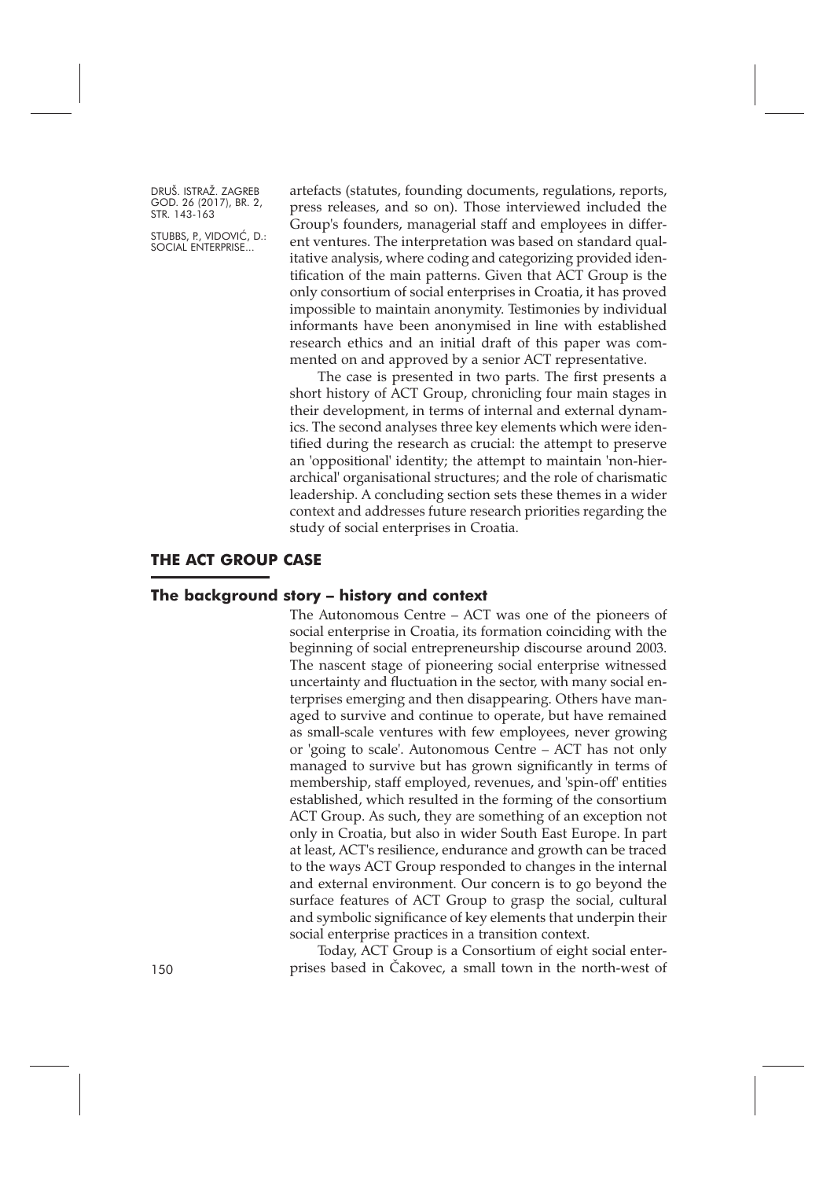artefacts (statutes, founding documents, regulations, reports, press releases, and so on). Those interviewed included the Group's founders, managerial staff and employees in different ventures. The interpretation was based on standard qualitative analysis, where coding and categorizing provided identification of the main patterns. Given that ACT Group is the only consortium of social enterprises in Croatia, it has proved impossible to maintain anonymity. Testimonies by individual informants have been anonymised in line with established research ethics and an initial draft of this paper was commented on and approved by a senior ACT representative.

The case is presented in two parts. The first presents a short history of ACT Group, chronicling four main stages in their development, in terms of internal and external dynamics. The second analyses three key elements which were identified during the research as crucial: the attempt to preserve an 'oppositional' identity; the attempt to maintain 'non-hierarchical' organisational structures; and the role of charismatic leadership. A concluding section sets these themes in a wider context and addresses future research priorities regarding the study of social enterprises in Croatia.

## THE ACT GROUP CASE

### The background story – history and context

The Autonomous Centre – ACT was one of the pioneers of social enterprise in Croatia, its formation coinciding with the beginning of social entrepreneurship discourse around 2003. The nascent stage of pioneering social enterprise witnessed uncertainty and fluctuation in the sector, with many social enterprises emerging and then disappearing. Others have managed to survive and continue to operate, but have remained as small-scale ventures with few employees, never growing or 'going to scale'. Autonomous Centre – ACT has not only managed to survive but has grown significantly in terms of membership, staff employed, revenues, and 'spin-off' entities established, which resulted in the forming of the consortium ACT Group. As such, they are something of an exception not only in Croatia, but also in wider South East Europe. In part at least, ACT's resilience, endurance and growth can be traced to the ways ACT Group responded to changes in the internal and external environment. Our concern is to go beyond the surface features of ACT Group to grasp the social, cultural and symbolic significance of key elements that underpin their social enterprise practices in a transition context.

Today, ACT Group is a Consortium of eight social enterprises based in Čakovec, a small town in the north-west of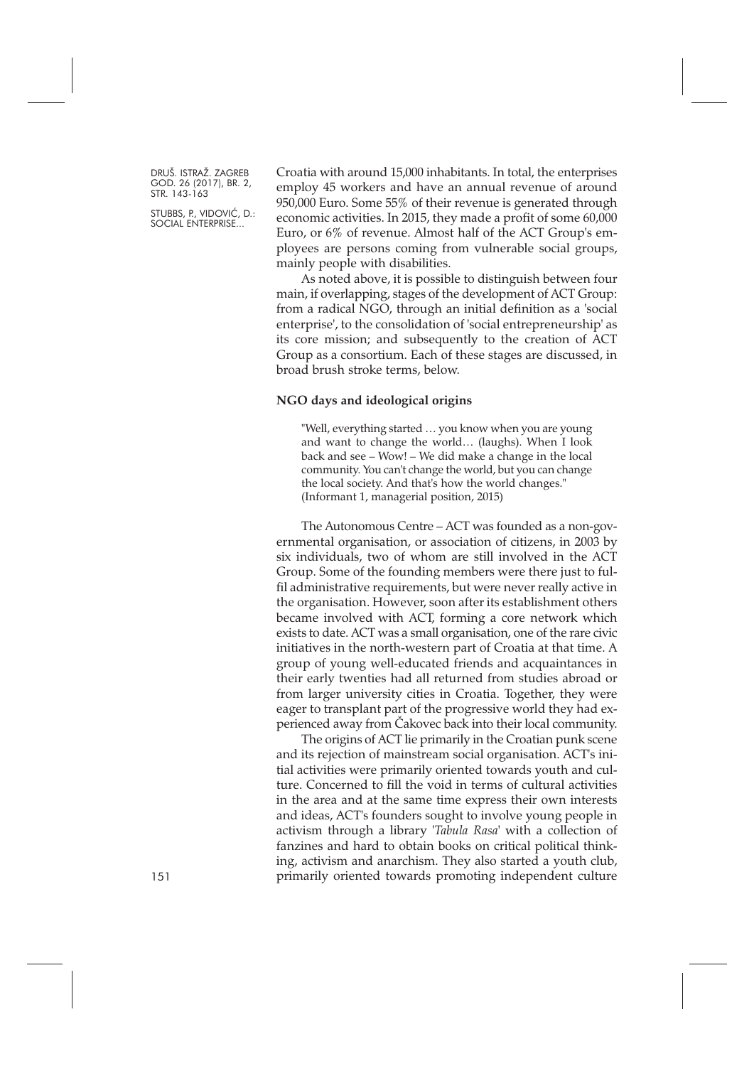Croatia with around 15,000 inhabitants. In total, the enterprises employ 45 workers and have an annual revenue of around 950,000 Euro. Some 55% of their revenue is generated through economic activities. In 2015, they made a profit of some 60,000 Euro, or 6% of revenue. Almost half of the ACT Group's employees are persons coming from vulnerable social groups, mainly people with disabilities.

As noted above, it is possible to distinguish between four main, if overlapping, stages of the development of ACT Group: from a radical NGO, through an initial definition as a 'social enterprise', to the consolidation of 'social entrepreneurship' as its core mission; and subsequently to the creation of ACT Group as a consortium. Each of these stages are discussed, in broad brush stroke terms, below.

**NGO days and ideological origins**

> "Well, everything started … you know when you are young and want to change the world… (laughs). When I look back and see – Wow! – We did make a change in the local community. You can't change the world, but you can change the local society. And that's how the world changes." (Informant 1, managerial position, 2015)

The Autonomous Centre – ACT was founded as a non-governmental organisation, or association of citizens, in 2003 by six individuals, two of whom are still involved in the ACT Group. Some of the founding members were there just to fulfil administrative requirements, but were never really active in the organisation. However, soon after its establishment others became involved with ACT, forming a core network which exists to date. ACT was a small organisation, one of the rare civic initiatives in the north-western part of Croatia at that time. A group of young well-educated friends and acquaintances in their early twenties had all returned from studies abroad or from larger university cities in Croatia. Together, they were eager to transplant part of the progressive world they had experienced away from Čakovec back into their local community.

The origins of ACT lie primarily in the Croatian punk scene and its rejection of mainstream social organisation. ACT's initial activities were primarily oriented towards youth and culture. Concerned to fill the void in terms of cultural activities in the area and at the same time express their own interests and ideas, ACT's founders sought to involve young people in activism through a library '*Tabula Rasa*' with a collection of fanzines and hard to obtain books on critical political thinking, activism and anarchism. They also started a youth club, primarily oriented towards promoting independent culture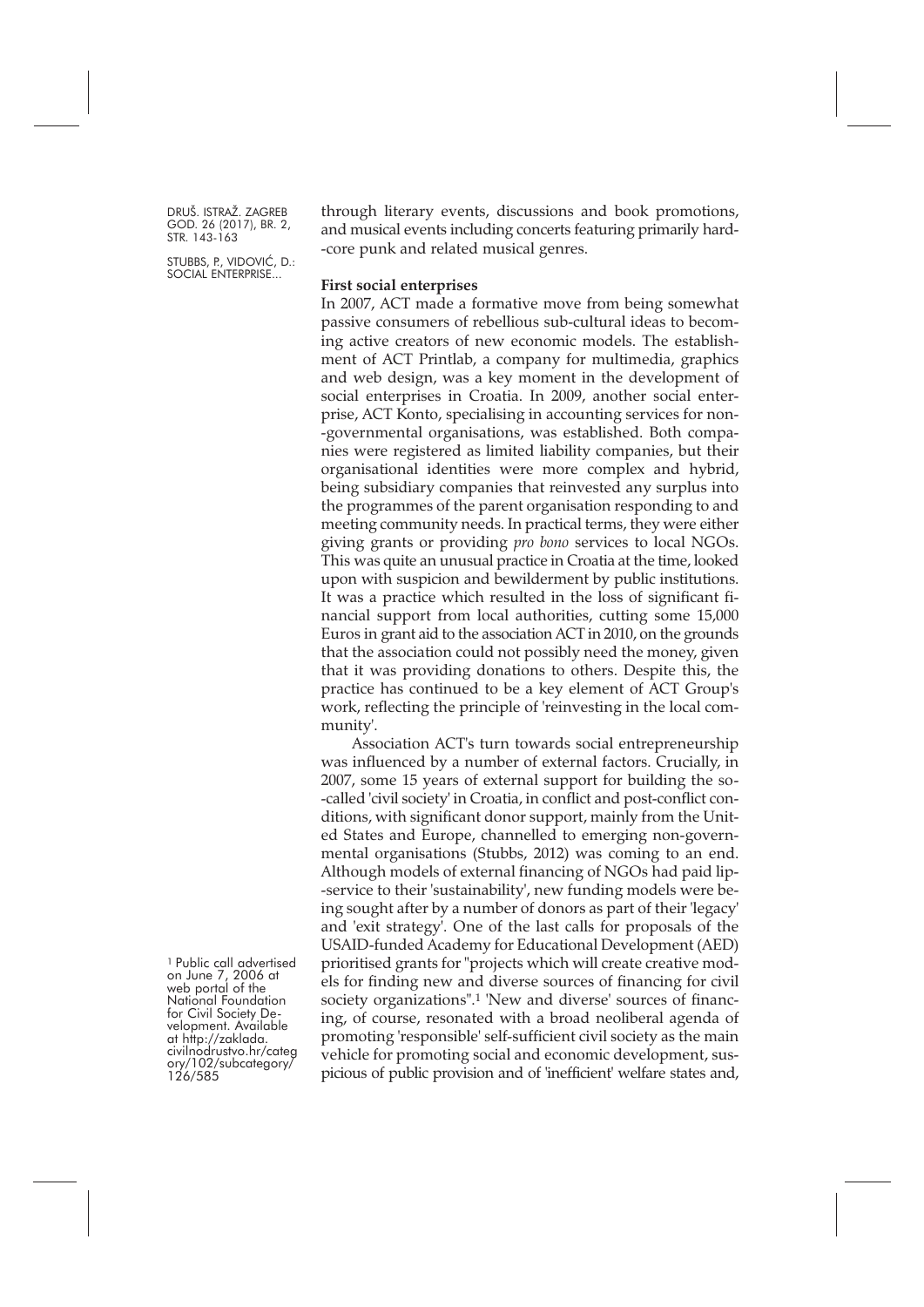through literary events, discussions and book promotions, and musical events including concerts featuring primarily hard-core punk and related musical genres.

**First social enterprises**

In 2007, ACT made a formative move from being somewhat passive consumers of rebellious sub-cultural ideas to becoming active creators of new economic models. The establishment of ACT Printlab, a company for multimedia, graphics and web design, was a key moment in the development of social enterprises in Croatia. In 2009, another social enterprise, ACT Konto, specialising in accounting services for non-governmental organisations, was established. Both companies were registered as limited liability companies, but their organisational identities were more complex and hybrid, being subsidiary companies that reinvested any surplus into the programmes of the parent organisation responding to and meeting community needs. In practical terms, they were either giving grants or providing *pro bono* services to local NGOs. This was quite an unusual practice in Croatia at the time, looked upon with suspicion and bewilderment by public institutions. It was a practice which resulted in the loss of significant financial support from local authorities, cutting some 15,000 Euros in grant aid to the association ACT in 2010, on the grounds that the association could not possibly need the money, given that it was providing donations to others. Despite this, the practice has continued to be a key element of ACT Group's work, reflecting the principle of 'reinvesting in the local community'.

Association ACT's turn towards social entrepreneurship was influenced by a number of external factors. Crucially, in 2007, some 15 years of external support for building the so-called 'civil society' in Croatia, in conflict and post-conflict conditions, with significant donor support, mainly from the United States and Europe, channelled to emerging non-governmental organisations (Stubbs, 2012) was coming to an end. Although models of external financing of NGOs had paid lip-service to their 'sustainability', new funding models were being sought after by a number of donors as part of their 'legacy' and 'exit strategy'. One of the last calls for proposals of the USAID-funded Academy for Educational Development (AED) prioritised grants for "projects which will create creative models for finding new and diverse sources of financing for civil society organizations".[1] 'New and diverse' sources of financing, of course, resonated with a broad neoliberal agenda of promoting 'responsible' self-sufficient civil society as the main vehicle for promoting social and economic development, suspicious of public provision and of 'inefficient' welfare states and,

[1] Public call advertised on June 7, 2006 at web portal of the National Foundation for Civil Society Development. Available at http://zaklada.civilnodrustvo.hr/category/102/subcategory/126/585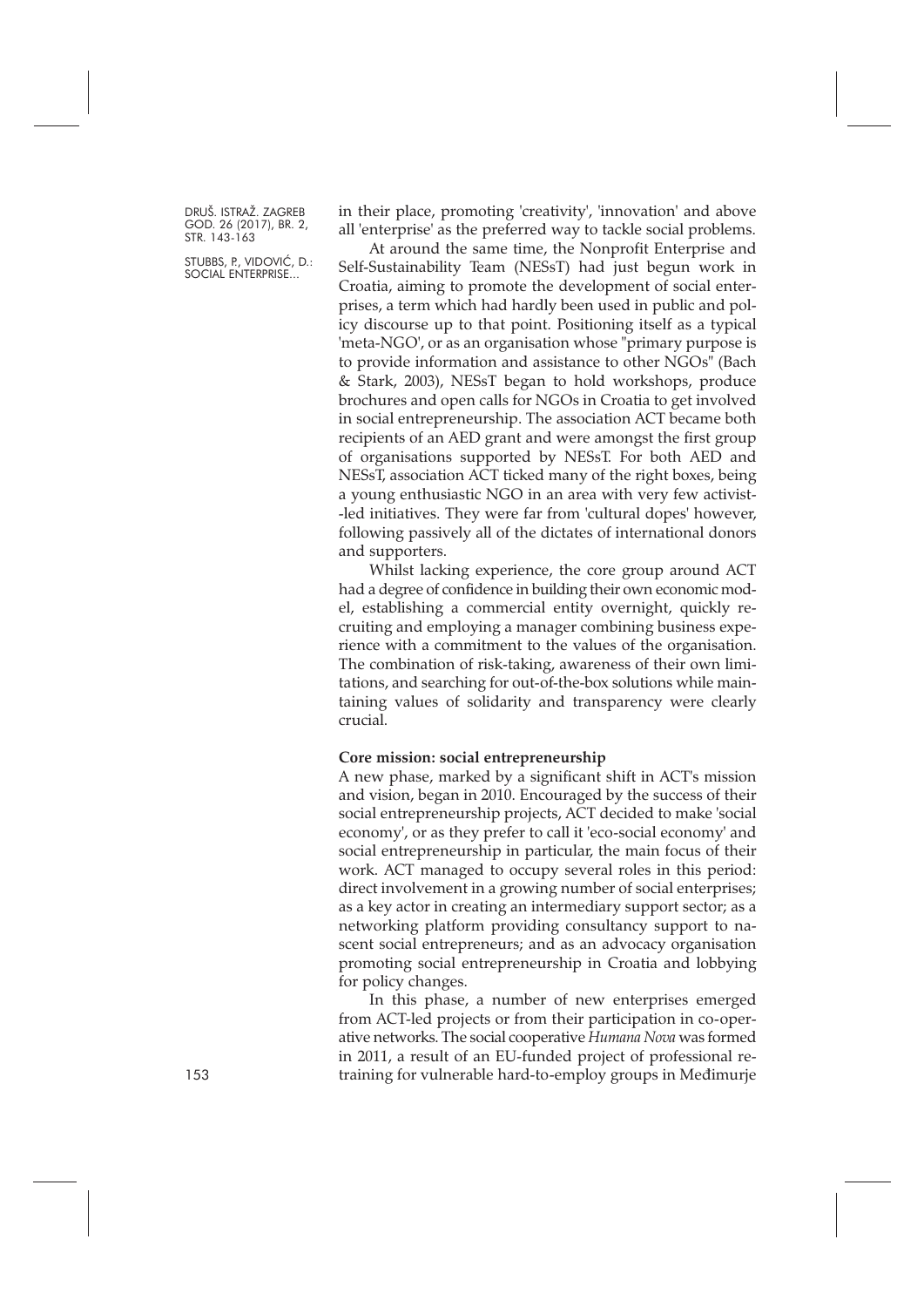in their place, promoting 'creativity', 'innovation' and above all 'enterprise' as the preferred way to tackle social problems.

At around the same time, the Nonprofit Enterprise and Self-Sustainability Team (NESsT) had just begun work in Croatia, aiming to promote the development of social enterprises, a term which had hardly been used in public and policy discourse up to that point. Positioning itself as a typical 'meta-NGO', or as an organisation whose "primary purpose is to provide information and assistance to other NGOs" (Bach & Stark, 2003), NESsT began to hold workshops, produce brochures and open calls for NGOs in Croatia to get involved in social entrepreneurship. The association ACT became both recipients of an AED grant and were amongst the first group of organisations supported by NESsT. For both AED and NESsT, association ACT ticked many of the right boxes, being a young enthusiastic NGO in an area with very few activist-led initiatives. They were far from 'cultural dopes' however, following passively all of the dictates of international donors and supporters.

Whilst lacking experience, the core group around ACT had a degree of confidence in building their own economic model, establishing a commercial entity overnight, quickly recruiting and employing a manager combining business experience with a commitment to the values of the organisation. The combination of risk-taking, awareness of their own limitations, and searching for out-of-the-box solutions while maintaining values of solidarity and transparency were clearly crucial.

**Core mission: social entrepreneurship**

A new phase, marked by a significant shift in ACT's mission and vision, began in 2010. Encouraged by the success of their social entrepreneurship projects, ACT decided to make 'social economy', or as they prefer to call it 'eco-social economy' and social entrepreneurship in particular, the main focus of their work. ACT managed to occupy several roles in this period: direct involvement in a growing number of social enterprises; as a key actor in creating an intermediary support sector; as a networking platform providing consultancy support to nascent social entrepreneurs; and as an advocacy organisation promoting social entrepreneurship in Croatia and lobbying for policy changes.

In this phase, a number of new enterprises emerged from ACT-led projects or from their participation in co-operative networks. The social cooperative *Humana Nova* was formed in 2011, a result of an EU-funded project of professional retraining for vulnerable hard-to-employ groups in Međimurje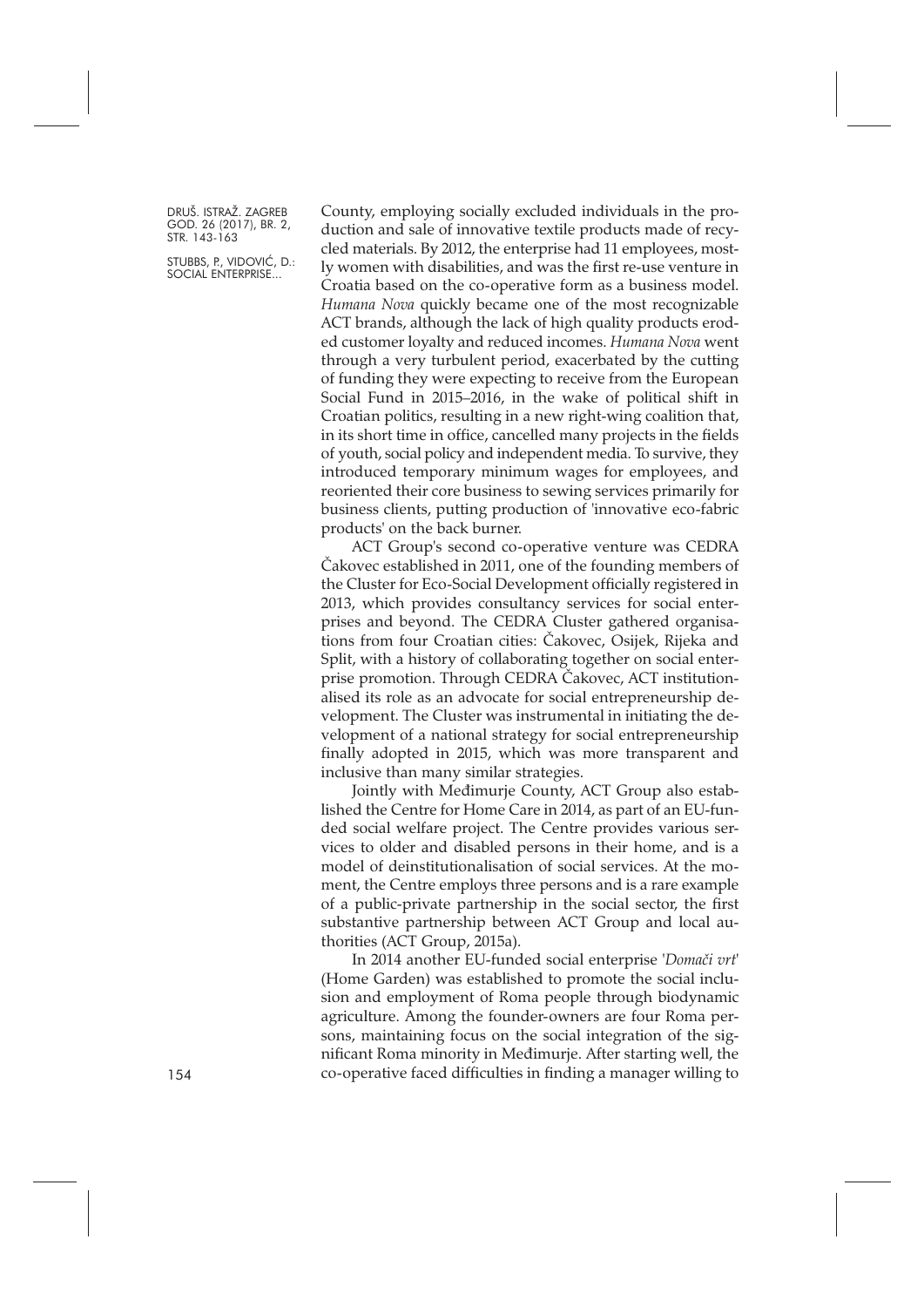County, employing socially excluded individuals in the production and sale of innovative textile products made of recycled materials. By 2012, the enterprise had 11 employees, mostly women with disabilities, and was the first re-use venture in Croatia based on the co-operative form as a business model. *Humana Nova* quickly became one of the most recognizable ACT brands, although the lack of high quality products eroded customer loyalty and reduced incomes. *Humana Nova* went through a very turbulent period, exacerbated by the cutting of funding they were expecting to receive from the European Social Fund in 2015–2016, in the wake of political shift in Croatian politics, resulting in a new right-wing coalition that, in its short time in office, cancelled many projects in the fields of youth, social policy and independent media. To survive, they introduced temporary minimum wages for employees, and reoriented their core business to sewing services primarily for business clients, putting production of 'innovative eco-fabric products' on the back burner.

ACT Group's second co-operative venture was CEDRA Čakovec established in 2011, one of the founding members of the Cluster for Eco-Social Development officially registered in 2013, which provides consultancy services for social enterprises and beyond. The CEDRA Cluster gathered organisations from four Croatian cities: Čakovec, Osijek, Rijeka and Split, with a history of collaborating together on social enterprise promotion. Through CEDRA Čakovec, ACT institutionalised its role as an advocate for social entrepreneurship development. The Cluster was instrumental in initiating the development of a national strategy for social entrepreneurship finally adopted in 2015, which was more transparent and inclusive than many similar strategies.

Jointly with Međimurje County, ACT Group also established the Centre for Home Care in 2014, as part of an EU-funded social welfare project. The Centre provides various services to older and disabled persons in their home, and is a model of deinstitutionalisation of social services. At the moment, the Centre employs three persons and is a rare example of a public-private partnership in the social sector, the first substantive partnership between ACT Group and local authorities (ACT Group, 2015a).

In 2014 another EU-funded social enterprise '*Domači vrt*' (Home Garden) was established to promote the social inclusion and employment of Roma people through biodynamic agriculture. Among the founder-owners are four Roma persons, maintaining focus on the social integration of the significant Roma minority in Međimurje. After starting well, the co-operative faced difficulties in finding a manager willing to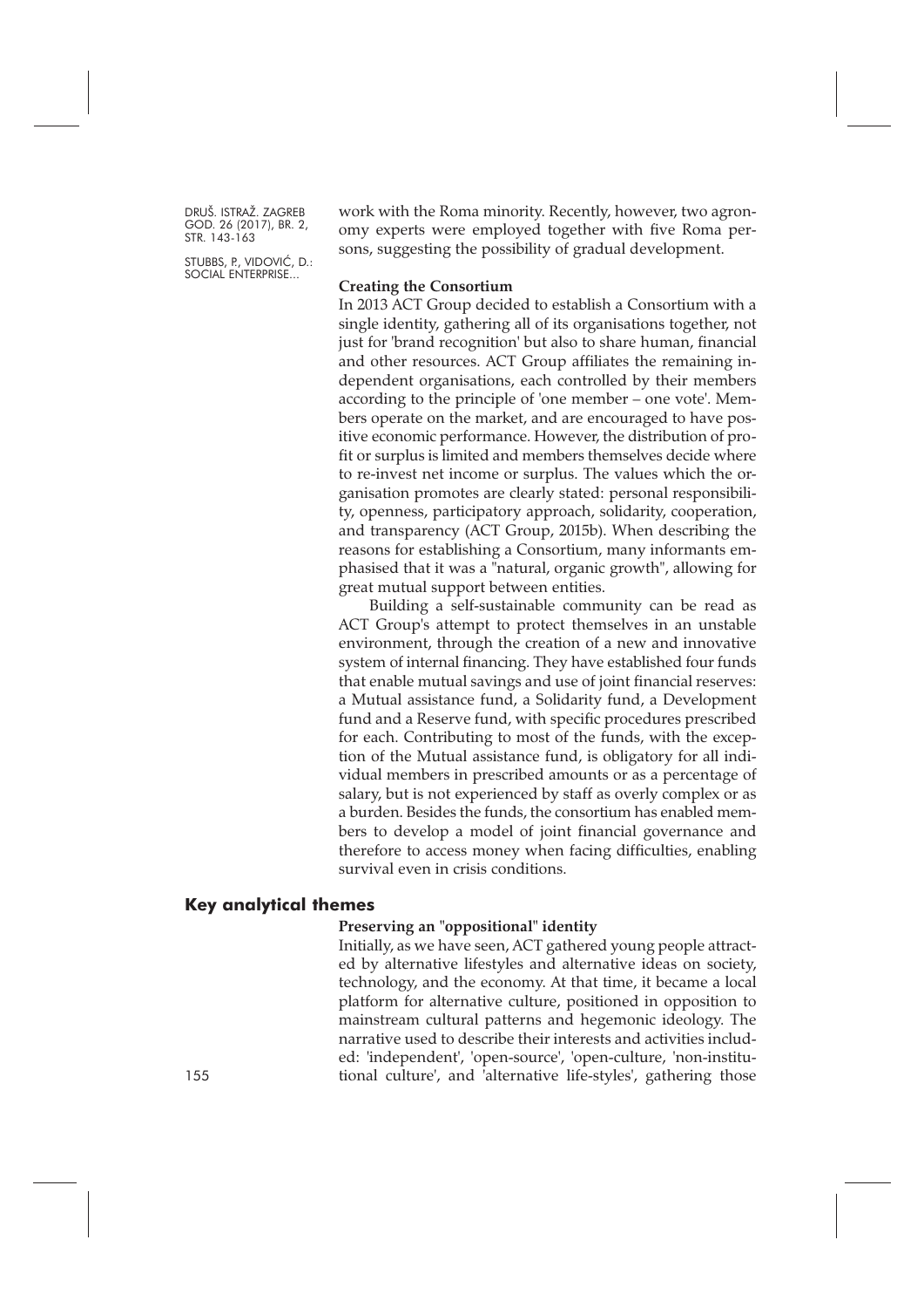work with the Roma minority. Recently, however, two agronomy experts were employed together with five Roma persons, suggesting the possibility of gradual development.

### Creating the Consortium

In 2013 ACT Group decided to establish a Consortium with a single identity, gathering all of its organisations together, not just for 'brand recognition' but also to share human, financial and other resources. ACT Group affiliates the remaining independent organisations, each controlled by their members according to the principle of 'one member – one vote'. Members operate on the market, and are encouraged to have positive economic performance. However, the distribution of profit or surplus is limited and members themselves decide where to re-invest net income or surplus. The values which the organisation promotes are clearly stated: personal responsibility, openness, participatory approach, solidarity, cooperation, and transparency (ACT Group, 2015b). When describing the reasons for establishing a Consortium, many informants emphasised that it was a "natural, organic growth", allowing for great mutual support between entities.

Building a self-sustainable community can be read as ACT Group's attempt to protect themselves in an unstable environment, through the creation of a new and innovative system of internal financing. They have established four funds that enable mutual savings and use of joint financial reserves: a Mutual assistance fund, a Solidarity fund, a Development fund and a Reserve fund, with specific procedures prescribed for each. Contributing to most of the funds, with the exception of the Mutual assistance fund, is obligatory for all individual members in prescribed amounts or as a percentage of salary, but is not experienced by staff as overly complex or as a burden. Besides the funds, the consortium has enabled members to develop a model of joint financial governance and therefore to access money when facing difficulties, enabling survival even in crisis conditions.

## Key analytical themes

### Preserving an "oppositional" identity

Initially, as we have seen, ACT gathered young people attracted by alternative lifestyles and alternative ideas on society, technology, and the economy. At that time, it became a local platform for alternative culture, positioned in opposition to mainstream cultural patterns and hegemonic ideology. The narrative used to describe their interests and activities included: 'independent', 'open-source', 'open-culture, 'non-institutional culture', and 'alternative life-styles', gathering those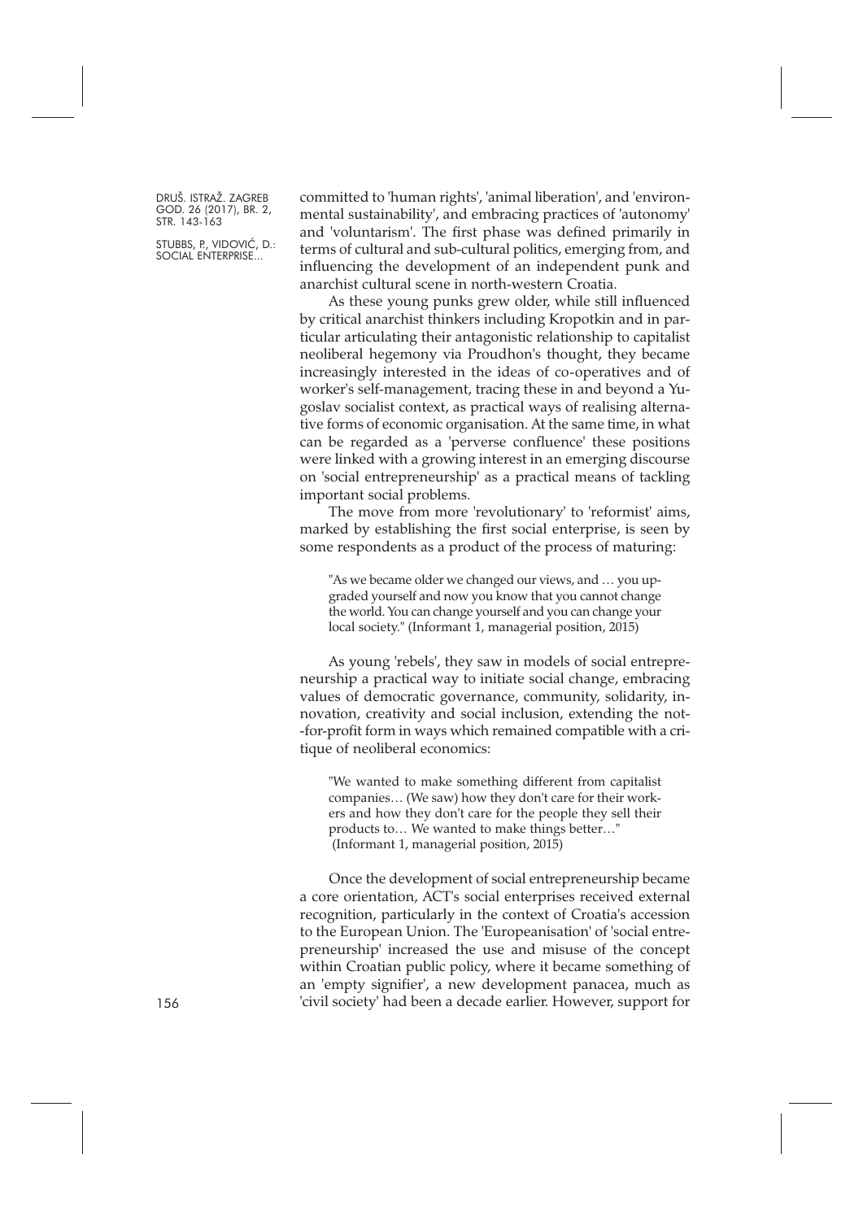committed to 'human rights', 'animal liberation', and 'environmental sustainability', and embracing practices of 'autonomy' and 'voluntarism'. The first phase was defined primarily in terms of cultural and sub-cultural politics, emerging from, and influencing the development of an independent punk and anarchist cultural scene in north-western Croatia.

As these young punks grew older, while still influenced by critical anarchist thinkers including Kropotkin and in particular articulating their antagonistic relationship to capitalist neoliberal hegemony via Proudhon's thought, they became increasingly interested in the ideas of co-operatives and of worker's self-management, tracing these in and beyond a Yugoslav socialist context, as practical ways of realising alternative forms of economic organisation. At the same time, in what can be regarded as a 'perverse confluence' these positions were linked with a growing interest in an emerging discourse on 'social entrepreneurship' as a practical means of tackling important social problems.

The move from more 'revolutionary' to 'reformist' aims, marked by establishing the first social enterprise, is seen by some respondents as a product of the process of maturing:

> "As we became older we changed our views, and … you upgraded yourself and now you know that you cannot change the world. You can change yourself and you can change your local society." (Informant 1, managerial position, 2015)

As young 'rebels', they saw in models of social entrepreneurship a practical way to initiate social change, embracing values of democratic governance, community, solidarity, innovation, creativity and social inclusion, extending the not-for-profit form in ways which remained compatible with a critique of neoliberal economics:

> "We wanted to make something different from capitalist companies… (We saw) how they don't care for their workers and how they don't care for the people they sell their products to… We wanted to make things better…" (Informant 1, managerial position, 2015)

Once the development of social entrepreneurship became a core orientation, ACT's social enterprises received external recognition, particularly in the context of Croatia's accession to the European Union. The 'Europeanisation' of 'social entrepreneurship' increased the use and misuse of the concept within Croatian public policy, where it became something of an 'empty signifier', a new development panacea, much as 'civil society' had been a decade earlier. However, support for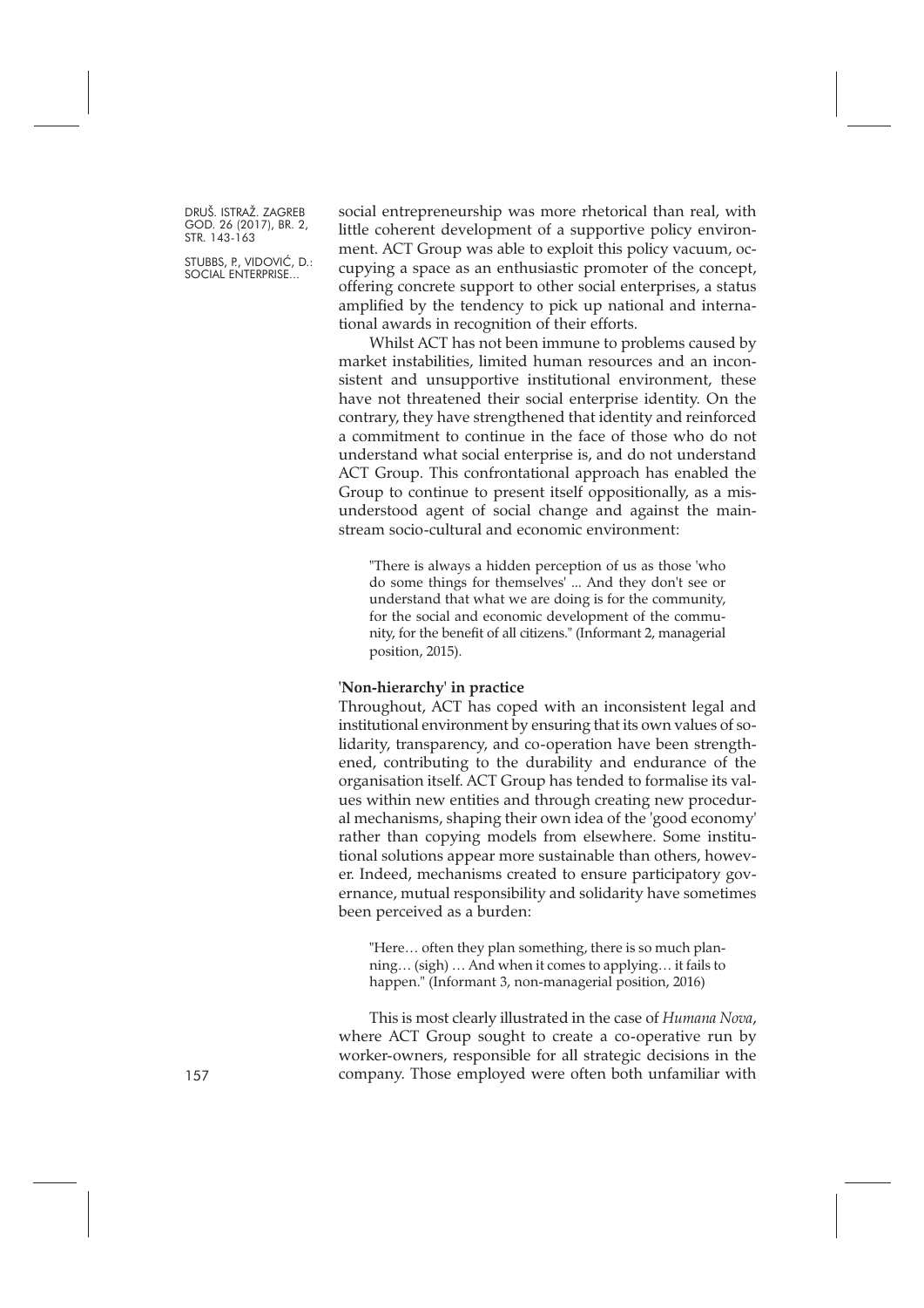social entrepreneurship was more rhetorical than real, with little coherent development of a supportive policy environment. ACT Group was able to exploit this policy vacuum, occupying a space as an enthusiastic promoter of the concept, offering concrete support to other social enterprises, a status amplified by the tendency to pick up national and international awards in recognition of their efforts.

Whilst ACT has not been immune to problems caused by market instabilities, limited human resources and an inconsistent and unsupportive institutional environment, these have not threatened their social enterprise identity. On the contrary, they have strengthened that identity and reinforced a commitment to continue in the face of those who do not understand what social enterprise is, and do not understand ACT Group. This confrontational approach has enabled the Group to continue to present itself oppositionally, as a misunderstood agent of social change and against the mainstream socio-cultural and economic environment:

> "There is always a hidden perception of us as those 'who do some things for themselves' ... And they don't see or understand that what we are doing is for the community, for the social and economic development of the community, for the benefit of all citizens." (Informant 2, managerial position, 2015).

**'Non-hierarchy' in practice**

Throughout, ACT has coped with an inconsistent legal and institutional environment by ensuring that its own values of solidarity, transparency, and co-operation have been strengthened, contributing to the durability and endurance of the organisation itself. ACT Group has tended to formalise its values within new entities and through creating new procedural mechanisms, shaping their own idea of the 'good economy' rather than copying models from elsewhere. Some institutional solutions appear more sustainable than others, however. Indeed, mechanisms created to ensure participatory governance, mutual responsibility and solidarity have sometimes been perceived as a burden:

> "Here… often they plan something, there is so much planning… (sigh) … And when it comes to applying… it fails to happen." (Informant 3, non-managerial position, 2016)

This is most clearly illustrated in the case of *Humana Nova*, where ACT Group sought to create a co-operative run by worker-owners, responsible for all strategic decisions in the company. Those employed were often both unfamiliar with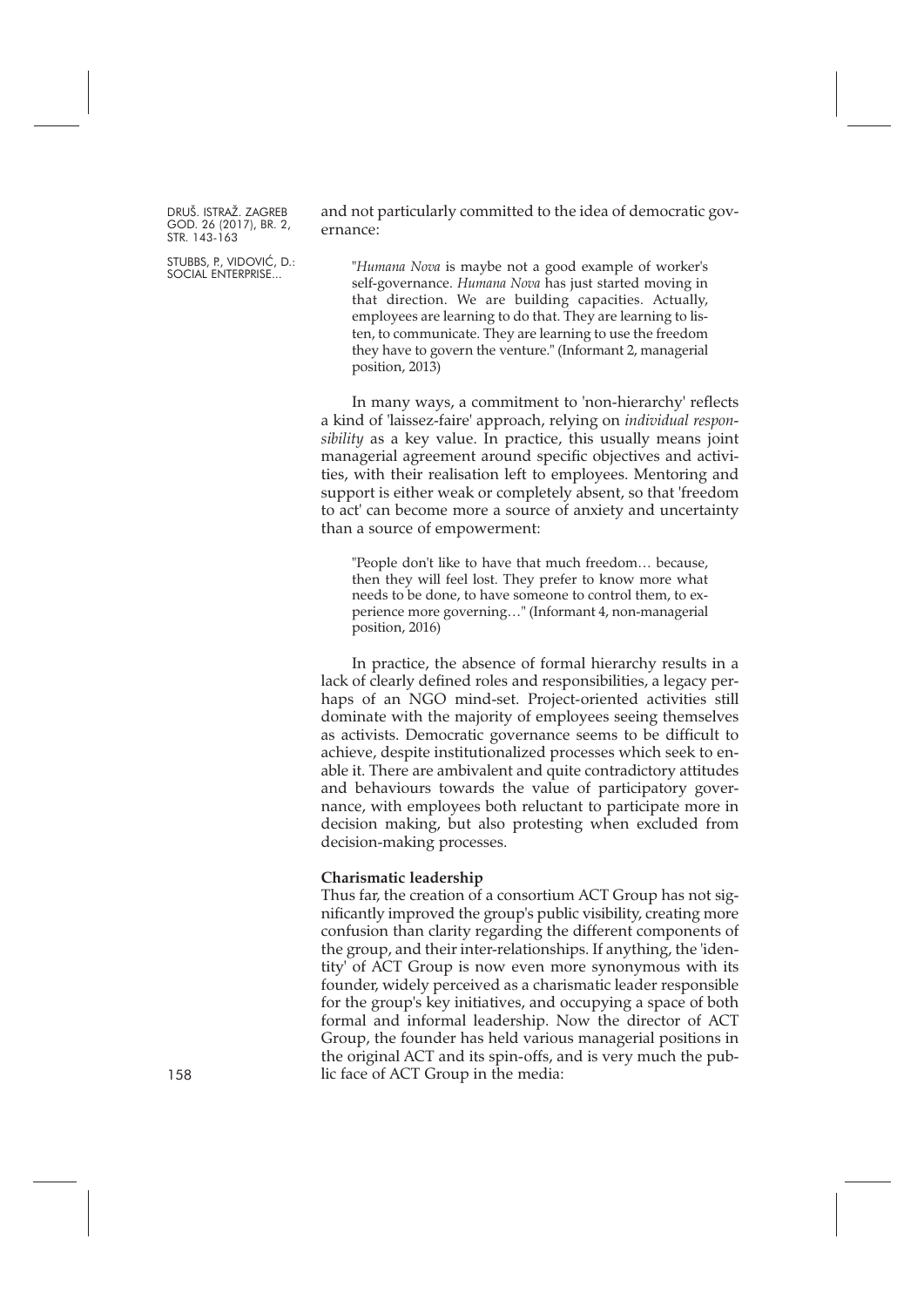and not particularly committed to the idea of democratic governance:

> "*Humana Nova* is maybe not a good example of worker's self-governance. *Humana Nova* has just started moving in that direction. We are building capacities. Actually, employees are learning to do that. They are learning to listen, to communicate. They are learning to use the freedom they have to govern the venture." (Informant 2, managerial position, 2013)

In many ways, a commitment to 'non-hierarchy' reflects a kind of 'laissez-faire' approach, relying on *individual responsibility* as a key value. In practice, this usually means joint managerial agreement around specific objectives and activities, with their realisation left to employees. Mentoring and support is either weak or completely absent, so that 'freedom to act' can become more a source of anxiety and uncertainty than a source of empowerment:

> "People don't like to have that much freedom… because, then they will feel lost. They prefer to know more what needs to be done, to have someone to control them, to experience more governing…" (Informant 4, non-managerial position, 2016)

In practice, the absence of formal hierarchy results in a lack of clearly defined roles and responsibilities, a legacy perhaps of an NGO mind-set. Project-oriented activities still dominate with the majority of employees seeing themselves as activists. Democratic governance seems to be difficult to achieve, despite institutionalized processes which seek to enable it. There are ambivalent and quite contradictory attitudes and behaviours towards the value of participatory governance, with employees both reluctant to participate more in decision making, but also protesting when excluded from decision-making processes.

**Charismatic leadership**

Thus far, the creation of a consortium ACT Group has not significantly improved the group's public visibility, creating more confusion than clarity regarding the different components of the group, and their inter-relationships. If anything, the 'identity' of ACT Group is now even more synonymous with its founder, widely perceived as a charismatic leader responsible for the group's key initiatives, and occupying a space of both formal and informal leadership. Now the director of ACT Group, the founder has held various managerial positions in the original ACT and its spin-offs, and is very much the public face of ACT Group in the media: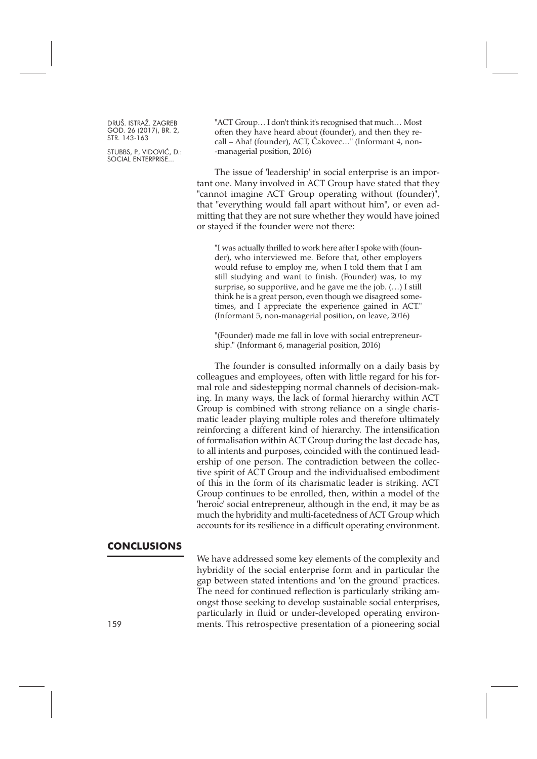"ACT Group… I don't think it's recognised that much… Most often they have heard about (founder), and then they recall – Aha! (founder), ACT, Čakovec…" (Informant 4, non-managerial position, 2016)

The issue of 'leadership' in social enterprise is an important one. Many involved in ACT Group have stated that they "cannot imagine ACT Group operating without (founder)", that "everything would fall apart without him", or even admitting that they are not sure whether they would have joined or stayed if the founder were not there:

> "I was actually thrilled to work here after I spoke with (founder), who interviewed me. Before that, other employers would refuse to employ me, when I told them that I am still studying and want to finish. (Founder) was, to my surprise, so supportive, and he gave me the job. (…) I still think he is a great person, even though we disagreed sometimes, and I appreciate the experience gained in ACT." (Informant 5, non-managerial position, on leave, 2016)

> "(Founder) made me fall in love with social entrepreneurship." (Informant 6, managerial position, 2016)

The founder is consulted informally on a daily basis by colleagues and employees, often with little regard for his formal role and sidestepping normal channels of decision-making. In many ways, the lack of formal hierarchy within ACT Group is combined with strong reliance on a single charismatic leader playing multiple roles and therefore ultimately reinforcing a different kind of hierarchy. The intensification of formalisation within ACT Group during the last decade has, to all intents and purposes, coincided with the continued leadership of one person. The contradiction between the collective spirit of ACT Group and the individualised embodiment of this in the form of its charismatic leader is striking. ACT Group continues to be enrolled, then, within a model of the 'heroic' social entrepreneur, although in the end, it may be as much the hybridity and multi-facetedness of ACT Group which accounts for its resilience in a difficult operating environment.

## CONCLUSIONS

We have addressed some key elements of the complexity and hybridity of the social enterprise form and in particular the gap between stated intentions and 'on the ground' practices. The need for continued reflection is particularly striking amongst those seeking to develop sustainable social enterprises, particularly in fluid or under-developed operating environments. This retrospective presentation of a pioneering social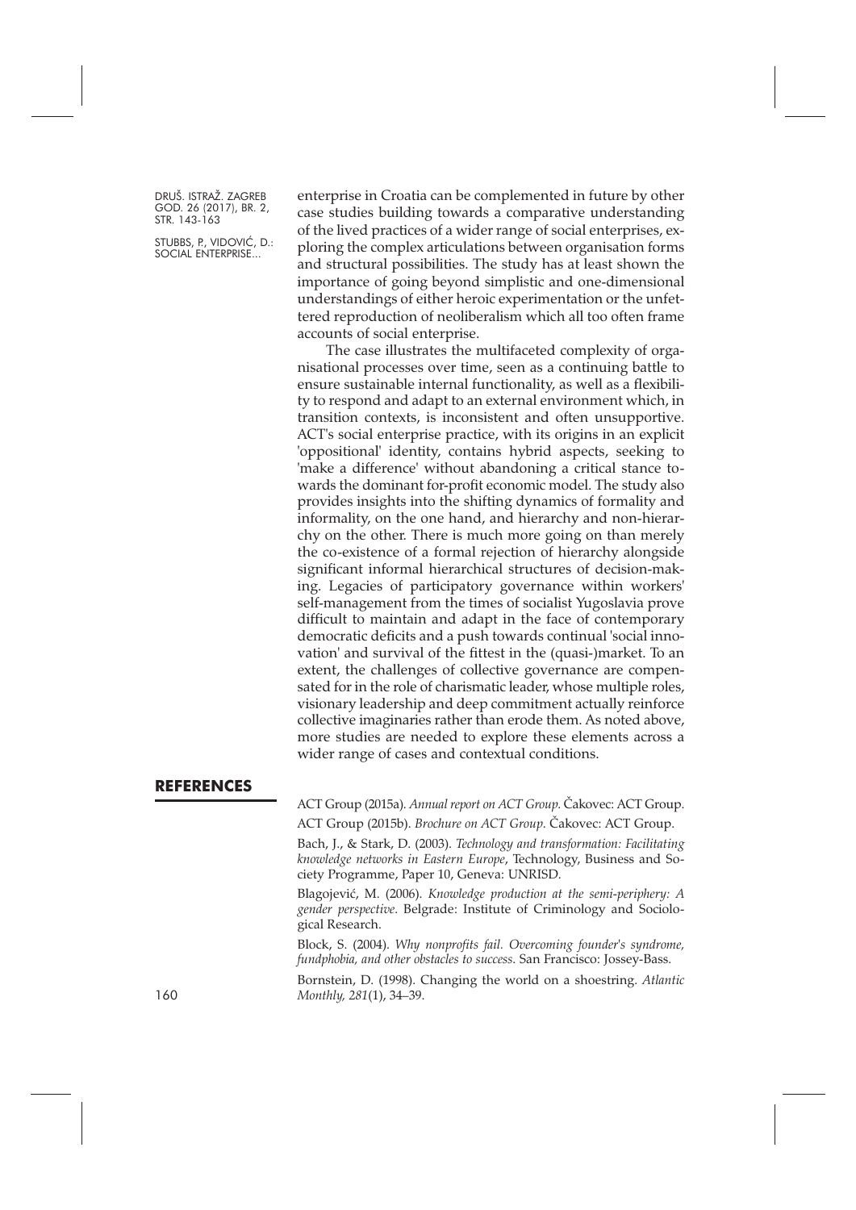enterprise in Croatia can be complemented in future by other case studies building towards a comparative understanding of the lived practices of a wider range of social enterprises, exploring the complex articulations between organisation forms and structural possibilities. The study has at least shown the importance of going beyond simplistic and one-dimensional understandings of either heroic experimentation or the unfettered reproduction of neoliberalism which all too often frame accounts of social enterprise.

The case illustrates the multifaceted complexity of organisational processes over time, seen as a continuing battle to ensure sustainable internal functionality, as well as a flexibility to respond and adapt to an external environment which, in transition contexts, is inconsistent and often unsupportive. ACT's social enterprise practice, with its origins in an explicit 'oppositional' identity, contains hybrid aspects, seeking to 'make a difference' without abandoning a critical stance towards the dominant for-profit economic model. The study also provides insights into the shifting dynamics of formality and informality, on the one hand, and hierarchy and non-hierarchy on the other. There is much more going on than merely the co-existence of a formal rejection of hierarchy alongside significant informal hierarchical structures of decision-making. Legacies of participatory governance within workers' self-management from the times of socialist Yugoslavia prove difficult to maintain and adapt in the face of contemporary democratic deficits and a push towards continual 'social innovation' and survival of the fittest in the (quasi-)market. To an extent, the challenges of collective governance are compensated for in the role of charismatic leader, whose multiple roles, visionary leadership and deep commitment actually reinforce collective imaginaries rather than erode them. As noted above, more studies are needed to explore these elements across a wider range of cases and contextual conditions.

## REFERENCES

ACT Group (2015a). *Annual report on ACT Group*. Čakovec: ACT Group.

ACT Group (2015b). *Brochure on ACT Group*. Čakovec: ACT Group.

Bach, J., & Stark, D. (2003). *Technology and transformation: Facilitating knowledge networks in Eastern Europe*, Technology, Business and Society Programme, Paper 10, Geneva: UNRISD.

Blagojević, M. (2006). *Knowledge production at the semi-periphery: A gender perspective*. Belgrade: Institute of Criminology and Sociological Research.

Block, S. (2004). *Why nonprofits fail. Overcoming founder's syndrome, fundphobia, and other obstacles to success*. San Francisco: Jossey-Bass.

Bornstein, D. (1998). Changing the world on a shoestring. *Atlantic Monthly, 281*(1), 34–39.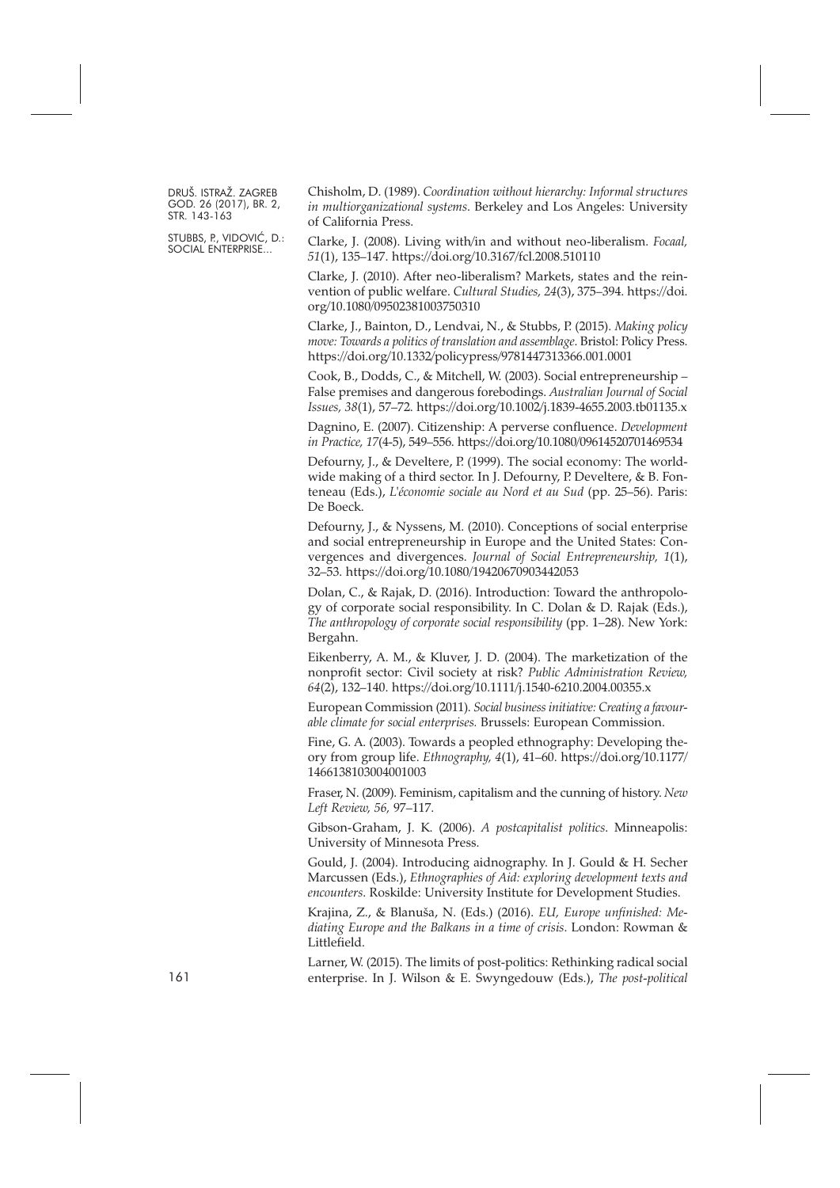Chisholm, D. (1989). *Coordination without hierarchy: Informal structures in multiorganizational systems*. Berkeley and Los Angeles: University of California Press.

Clarke, J. (2008). Living with/in and without neo-liberalism. *Focaal, 51*(1), 135–147. https://doi.org/10.3167/fcl.2008.510110

Clarke, J. (2010). After neo-liberalism? Markets, states and the reinvention of public welfare. *Cultural Studies, 24*(3), 375–394. https://doi.org/10.1080/09502381003750310

Clarke, J., Bainton, D., Lendvai, N., & Stubbs, P. (2015). *Making policy move: Towards a politics of translation and assemblage*. Bristol: Policy Press. https://doi.org/10.1332/policypress/9781447313366.001.0001

Cook, B., Dodds, C., & Mitchell, W. (2003). Social entrepreneurship – False premises and dangerous forebodings. *Australian Journal of Social Issues, 38*(1), 57–72. https://doi.org/10.1002/j.1839-4655.2003.tb01135.x

Dagnino, E. (2007). Citizenship: A perverse confluence. *Development in Practice, 17*(4-5), 549–556. https://doi.org/10.1080/09614520701469534

Defourny, J., & Develtere, P. (1999). The social economy: The worldwide making of a third sector. In J. Defourny, P. Develtere, & B. Fonteneau (Eds.), *L'économie sociale au Nord et au Sud* (pp. 25–56). Paris: De Boeck.

Defourny, J., & Nyssens, M. (2010). Conceptions of social enterprise and social entrepreneurship in Europe and the United States: Convergences and divergences. *Journal of Social Entrepreneurship, 1*(1), 32–53. https://doi.org/10.1080/19420670903442053

Dolan, C., & Rajak, D. (2016). Introduction: Toward the anthropology of corporate social responsibility. In C. Dolan & D. Rajak (Eds.), *The anthropology of corporate social responsibility* (pp. 1–28). New York: Bergahn.

Eikenberry, A. M., & Kluver, J. D. (2004). The marketization of the nonprofit sector: Civil society at risk? *Public Administration Review, 64*(2), 132–140. https://doi.org/10.1111/j.1540-6210.2004.00355.x

European Commission (2011). *Social business initiative: Creating a favourable climate for social enterprises.* Brussels: European Commission.

Fine, G. A. (2003). Towards a peopled ethnography: Developing theory from group life. *Ethnography, 4*(1), 41–60. https://doi.org/10.1177/1466138103004001003

Fraser, N. (2009). Feminism, capitalism and the cunning of history. *New Left Review, 56,* 97–117.

Gibson-Graham, J. K. (2006). *A postcapitalist politics*. Minneapolis: University of Minnesota Press.

Gould, J. (2004). Introducing aidnography. In J. Gould & H. Secher Marcussen (Eds.), *Ethnographies of Aid: exploring development texts and encounters.* Roskilde: University Institute for Development Studies.

Krajina, Z., & Blanuša, N. (Eds.) (2016). *EU, Europe unfinished: Mediating Europe and the Balkans in a time of crisis*. London: Rowman & Littlefield.

Larner, W. (2015). The limits of post-politics: Rethinking radical social enterprise. In J. Wilson & E. Swyngedouw (Eds.), *The post-political*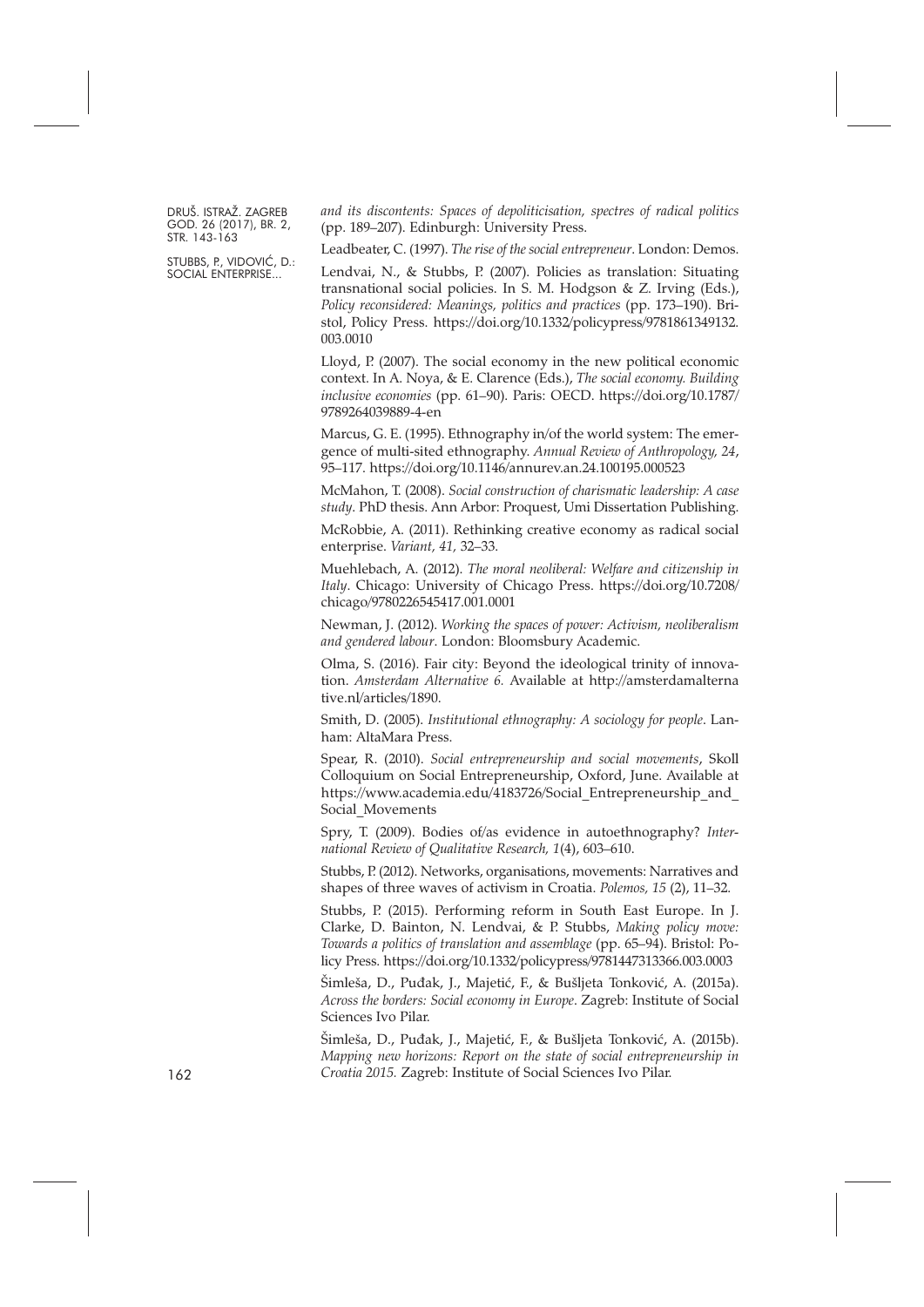*and its discontents: Spaces of depoliticisation, spectres of radical politics* (pp. 189–207). Edinburgh: University Press.

Leadbeater, C. (1997). *The rise of the social entrepreneur*. London: Demos.

Lendvai, N., & Stubbs, P. (2007). Policies as translation: Situating transnational social policies. In S. M. Hodgson & Z. Irving (Eds.), *Policy reconsidered: Meanings, politics and practices* (pp. 173–190). Bristol, Policy Press. https://doi.org/10.1332/policypress/9781861349132.003.0010

Lloyd, P. (2007). The social economy in the new political economic context. In A. Noya, & E. Clarence (Eds.), *The social economy. Building inclusive economies* (pp. 61–90). Paris: OECD. https://doi.org/10.1787/9789264039889-4-en

Marcus, G. E. (1995). Ethnography in/of the world system: The emergence of multi-sited ethnography. *Annual Review of Anthropology, 24*, 95–117. https://doi.org/10.1146/annurev.an.24.100195.000523

McMahon, T. (2008). *Social construction of charismatic leadership: A case study*. PhD thesis. Ann Arbor: Proquest, Umi Dissertation Publishing.

McRobbie, A. (2011). Rethinking creative economy as radical social enterprise. *Variant, 41,* 32–33.

Muehlebach, A. (2012). *The moral neoliberal: Welfare and citizenship in Italy*. Chicago: University of Chicago Press. https://doi.org/10.7208/chicago/9780226545417.001.0001

Newman, J. (2012). *Working the spaces of power: Activism, neoliberalism and gendered labour*. London: Bloomsbury Academic.

Olma, S. (2016). Fair city: Beyond the ideological trinity of innovation. *Amsterdam Alternative 6*. Available at http://amsterdamalternative.nl/articles/1890.

Smith, D. (2005). *Institutional ethnography: A sociology for people*. Lanham: AltaMara Press.

Spear, R. (2010). *Social entrepreneurship and social movements*, Skoll Colloquium on Social Entrepreneurship, Oxford, June. Available at https://www.academia.edu/4183726/Social_Entrepreneurship_and_Social_Movements

Spry, T. (2009). Bodies of/as evidence in autoethnography? *International Review of Qualitative Research, 1*(4), 603–610.

Stubbs, P. (2012). Networks, organisations, movements: Narratives and shapes of three waves of activism in Croatia. *Polemos, 15* (2), 11–32.

Stubbs, P. (2015). Performing reform in South East Europe. In J. Clarke, D. Bainton, N. Lendvai, & P. Stubbs, *Making policy move: Towards a politics of translation and assemblage* (pp. 65–94). Bristol: Policy Press. https://doi.org/10.1332/policypress/9781447313366.003.0003

Šimleša, D., Puđak, J., Majetić, F., & Bušljeta Tonković, A. (2015a). *Across the borders: Social economy in Europe*. Zagreb: Institute of Social Sciences Ivo Pilar.

Šimleša, D., Puđak, J., Majetić, F., & Bušljeta Tonković, A. (2015b). *Mapping new horizons: Report on the state of social entrepreneurship in Croatia 2015.* Zagreb: Institute of Social Sciences Ivo Pilar.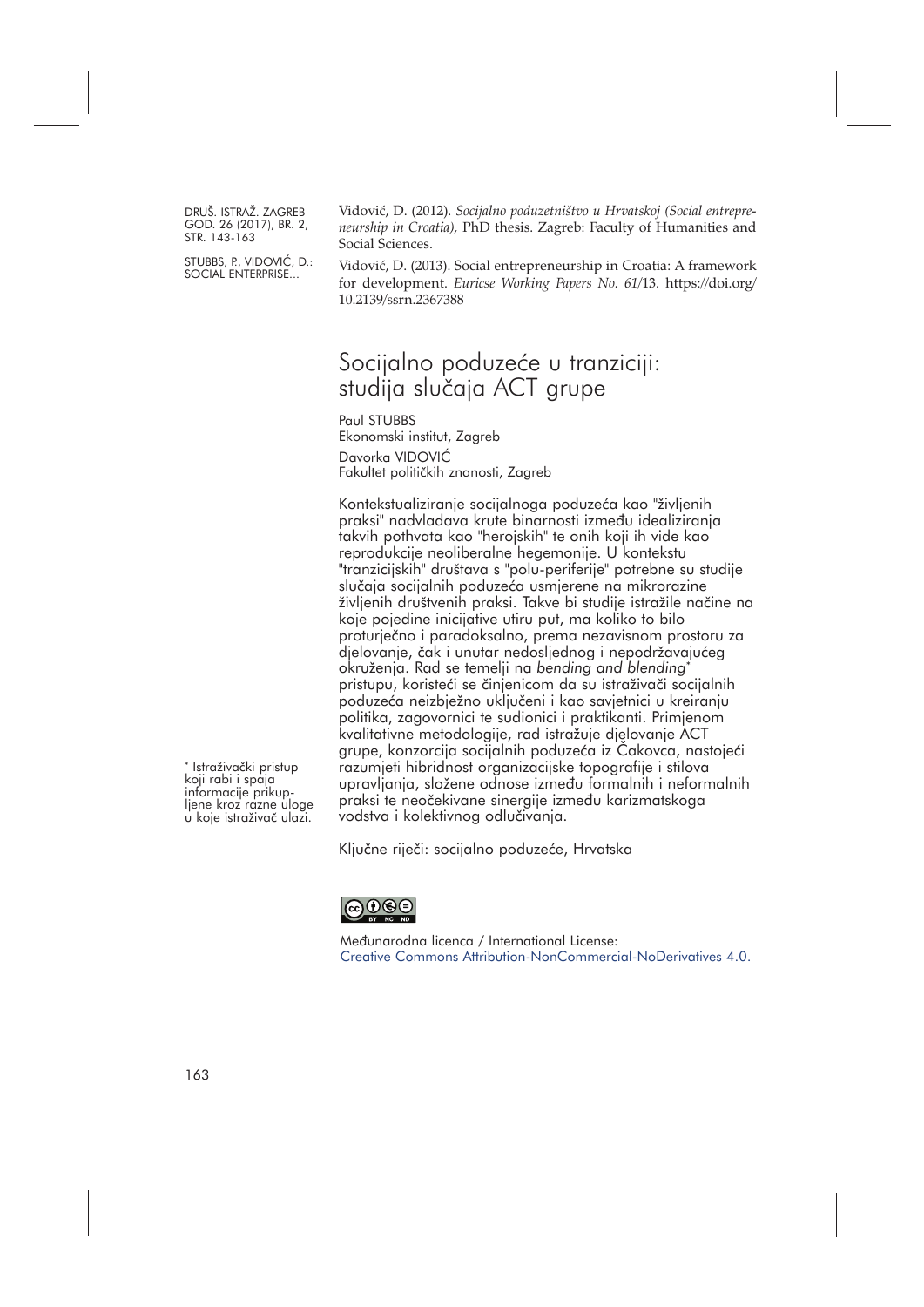Vidović, D. (2012). *Socijalno poduzetništvo u Hrvatskoj (Social entrepreneurship in Croatia),* PhD thesis. Zagreb: Faculty of Humanities and Social Sciences.

Vidović, D. (2013). Social entrepreneurship in Croatia: A framework for development. *Euricse Working Papers No. 61*/13. https://doi.org/10.2139/ssrn.2367388

# Socijalno poduzeće u tranziciji: studija slučaja ACT grupe

Paul STUBBS
Ekonomski institut, Zagreb

Davorka VIDOVIĆ
Fakultet političkih znanosti, Zagreb

Kontekstualiziranje socijalnoga poduzeća kao "življenih praksi" nadvladava krute binarnosti između idealiziranja takvih pothvata kao "herojskih" te onih koji ih vide kao reprodukcije neoliberalne hegemonije. U kontekstu "tranzicijskih" društava s "polu-periferije" potrebne su studije slučaja socijalnih poduzeća usmjerene na mikrorazine življenih društvenih praksi. Takve bi studije istražile načine na koje pojedine inicijative utiru put, ma koliko to bilo proturječno i paradoksalno, prema nezavisnom prostoru za djelovanje, čak i unutar nedosljednog i nepodržavajućeg okruženja. Rad se temelji na *bending and blending*\* pristupu, koristeći se činjenicom da su istraživači socijalnih poduzeća neizbježno uključeni i kao savjetnici u kreiranju politika, zagovornici te sudionici i praktikanti. Primjenom kvalitativne metodologije, rad istražuje djelovanje ACT grupe, konzorcija socijalnih poduzeća iz Čakovca, nastojeći razumjeti hibridnost organizacijske topografije i stilova upravljanja, složene odnose između formalnih i neformalnih praksi te neočekivane sinergije između karizmatskoga vodstva i kolektivnog odlučivanja.

\* Istraživački pristup koji rabi i spaja informacije prikupljene kroz razne uloge u koje istraživač ulazi.

Ključne riječi: socijalno poduzeće, Hrvatska

Međunarodna licenca / International License:
Creative Commons Attribution-NonCommercial-NoDerivatives 4.0.